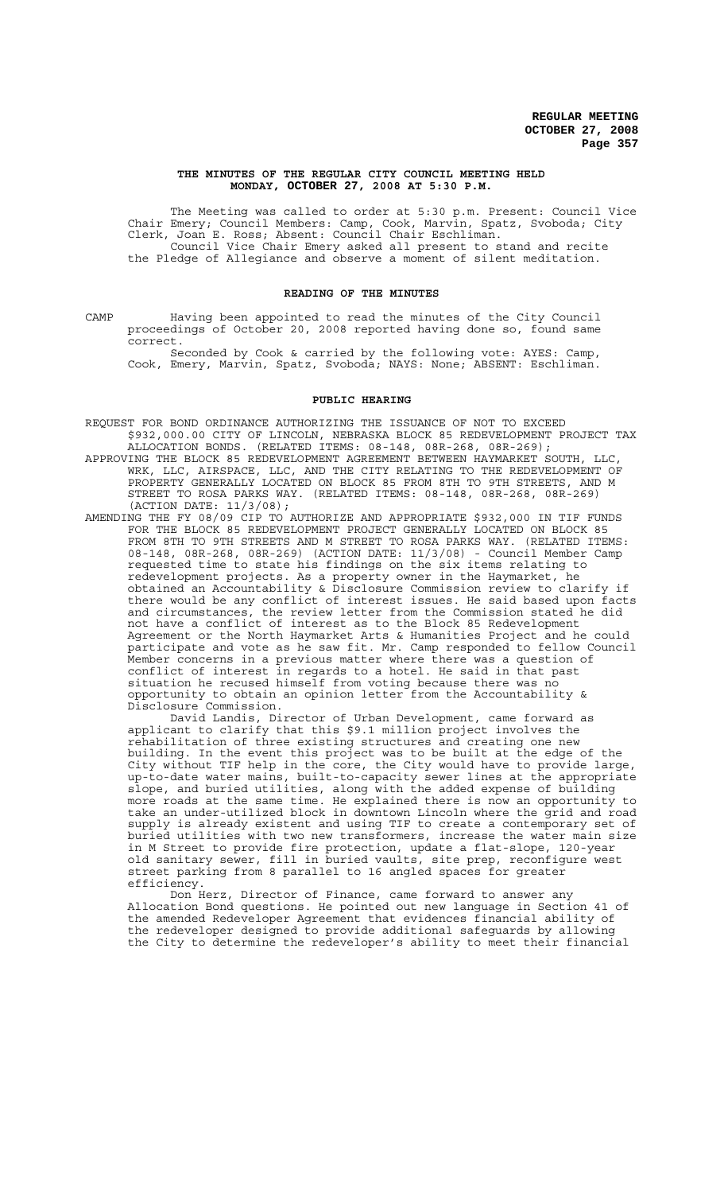**THE MINUTES OF THE REGULAR CITY COUNCIL MEETING HELD MONDAY, OCTOBER 27, 2008 AT 5:30 P.M.**

The Meeting was called to order at 5:30 p.m. Present: Council Vice Chair Emery; Council Members: Camp, Cook, Marvin, Spatz, Svoboda; City Clerk, Joan E. Ross; Absent: Council Chair Eschliman.

Council Vice Chair Emery asked all present to stand and recite the Pledge of Allegiance and observe a moment of silent meditation.

## READING OF THE MINUTES

CAMP Having been appointed to read the minutes of the City Council proceedings of October 20, 2008 reported having done so, found same correct.

Seconded by Cook & carried by the following vote: AYES: Camp, Cook, Emery, Marvin, Spatz, Svoboda; NAYS: None; ABSENT: Eschliman.

## PUBLIC HEARING

REQUEST FOR BOND ORDINANCE AUTHORIZING THE ISSUANCE OF NOT TO EXCEED $932,000.00 CITY OF LINCOLN, NEBRASKA BLOCK 85 REDEVELOPMENT PROJECT TAX ALLOCATION BONDS. (RELATED ITEMS: 08-148, 08R-268, 08R-269);

APPROVING THE BLOCK 85 REDEVELOPMENT AGREEMENT BETWEEN HAYMARKET SOUTH, LLC, WRK, LLC, AIRSPACE, LLC, AND THE CITY RELATING TO THE REDEVELOPMENT OF PROPERTY GENERALLY LOCATED ON BLOCK 85 FROM 8TH TO 9TH STREETS, AND M STREET TO ROSA PARKS WAY. (RELATED ITEMS: 08-148, 08R-268, 08R-269) (ACTION DATE: 11/3/08);

AMENDING THE FY 08/09 CIP TO AUTHORIZE AND APPROPRIATE $932,000 IN TIF FUNDS FOR THE BLOCK 85 REDEVELOPMENT PROJECT GENERALLY LOCATED ON BLOCK 85 FROM 8TH TO 9TH STREETS AND M STREET TO ROSA PARKS WAY. (RELATED ITEMS: 08-148, 08R-268, 08R-269) (ACTION DATE: 11/3/08) - Council Member Camp requested time to state his findings on the six items relating to redevelopment projects. As a property owner in the Haymarket, he obtained an Accountability & Disclosure Commission review to clarify if there would be any conflict of interest issues. He said based upon facts and circumstances, the review letter from the Commission stated he did not have a conflict of interest as to the Block 85 Redevelopment Agreement or the North Haymarket Arts & Humanities Project and he could participate and vote as he saw fit. Mr. Camp responded to fellow Council Member concerns in a previous matter where there was a question of conflict of interest in regards to a hotel. He said in that past situation he recused himself from voting because there was no opportunity to obtain an opinion letter from the Accountability & Disclosure Commission.

David Landis, Director of Urban Development, came forward as applicant to clarify that this $9.1 million project involves the rehabilitation of three existing structures and creating one new building. In the event this project was to be built at the edge of the City without TIF help in the core, the City would have to provide large, up-to-date water mains, built-to-capacity sewer lines at the appropriate slope, and buried utilities, along with the added expense of building more roads at the same time. He explained there is now an opportunity to take an under-utilized block in downtown Lincoln where the grid and road supply is already existent and using TIF to create a contemporary set of buried utilities with two new transformers, increase the water main size in M Street to provide fire protection, update a flat-slope, 120-year old sanitary sewer, fill in buried vaults, site prep, reconfigure west street parking from 8 parallel to 16 angled spaces for greater efficiency.

Don Herz, Director of Finance, came forward to answer any Allocation Bond questions. He pointed out new language in Section 41 of the amended Redeveloper Agreement that evidences financial ability of the redeveloper designed to provide additional safeguards by allowing the City to determine the redeveloper's ability to meet their financial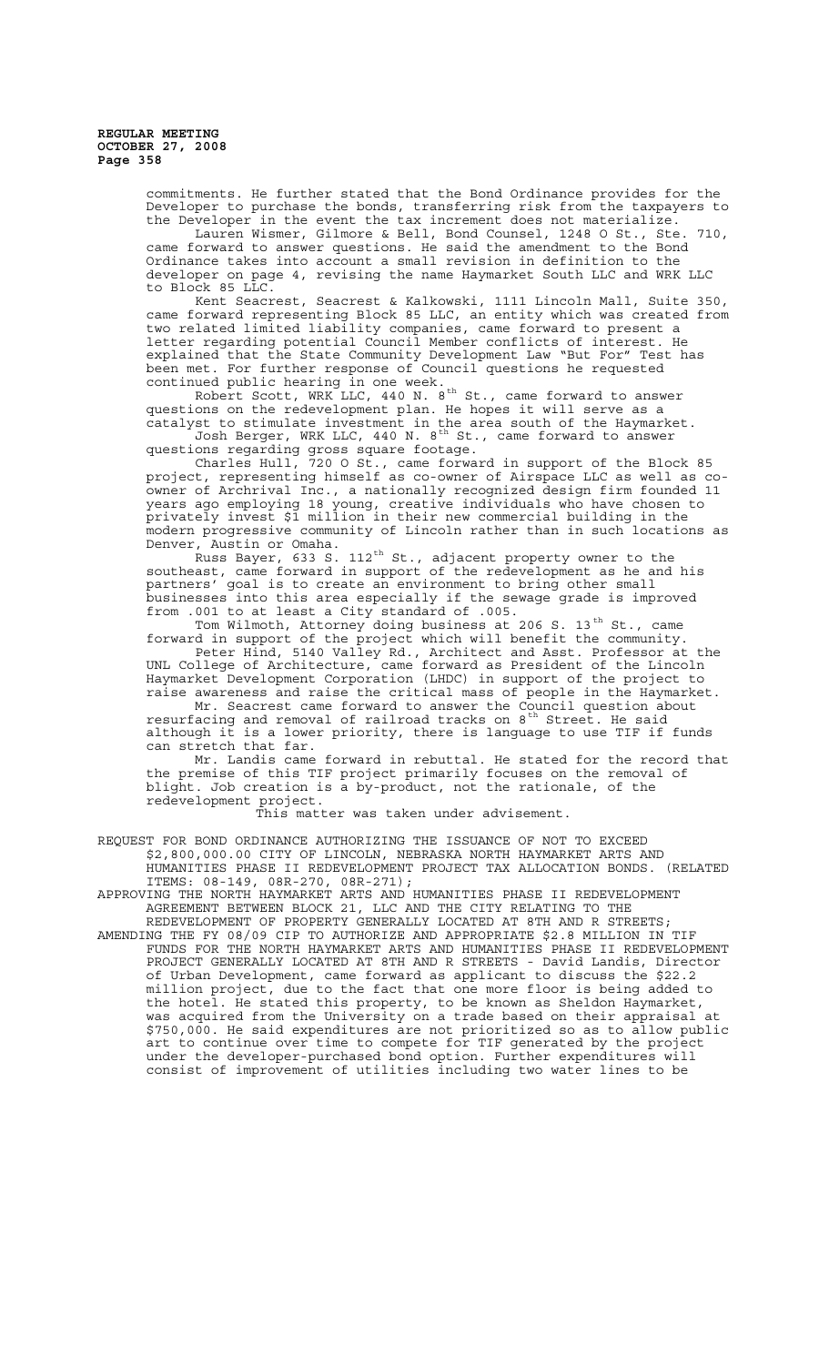commitments. He further stated that the Bond Ordinance provides for the Developer to purchase the bonds, transferring risk from the taxpayers to the Developer in the event the tax increment does not materialize.

Lauren Wismer, Gilmore & Bell, Bond Counsel, 1248 O St., Ste. 710, came forward to answer questions. He said the amendment to the Bond Ordinance takes into account a small revision in definition to the developer on page 4, revising the name Haymarket South LLC and WRK LLC to Block 85 LLC.

Kent Seacrest, Seacrest & Kalkowski, 1111 Lincoln Mall, Suite 350, came forward representing Block 85 LLC, an entity which was created from two related limited liability companies, came forward to present a letter regarding potential Council Member conflicts of interest. He explained that the State Community Development Law "But For" Test has been met. For further response of Council questions he requested continued public hearing in one week.

Robert Scott, WRK LLC, 440 N. 8th St., came forward to answer questions on the redevelopment plan. He hopes it will serve as a catalyst to stimulate investment in the area south of the Haymarket.

Josh Berger, WRK LLC, 440 N. 8th St., came forward to answer questions regarding gross square footage.

Charles Hull, 720 O St., came forward in support of the Block 85 project, representing himself as co-owner of Airspace LLC as well as co-owner of Archrival Inc., a nationally recognized design firm founded 11 years ago employing 18 young, creative individuals who have chosen to privately invest $1 million in their new commercial building in the modern progressive community of Lincoln rather than in such locations as Denver, Austin or Omaha.

Russ Bayer, 633 S. 112th St., adjacent property owner to the southeast, came forward in support of the redevelopment as he and his partners' goal is to create an environment to bring other small businesses into this area especially if the sewage grade is improved from .001 to at least a City standard of .005.

Tom Wilmoth, Attorney doing business at 206 S. 13th St., came forward in support of the project which will benefit the community.

Peter Hind, 5140 Valley Rd., Architect and Asst. Professor at the UNL College of Architecture, came forward as President of the Lincoln Haymarket Development Corporation (LHDC) in support of the project to raise awareness and raise the critical mass of people in the Haymarket.

Mr. Seacrest came forward to answer the Council question about resurfacing and removal of railroad tracks on 8th Street. He said although it is a lower priority, there is language to use TIF if funds can stretch that far.

Mr. Landis came forward in rebuttal. He stated for the record that the premise of this TIF project primarily focuses on the removal of blight. Job creation is a by-product, not the rationale, of the redevelopment project.

This matter was taken under advisement.

REQUEST FOR BOND ORDINANCE AUTHORIZING THE ISSUANCE OF NOT TO EXCEED $2,800,000.00 CITY OF LINCOLN, NEBRASKA NORTH HAYMARKET ARTS AND HUMANITIES PHASE II REDEVELOPMENT PROJECT TAX ALLOCATION BONDS. (RELATED ITEMS: 08-149, 08R-270, 08R-271);

APPROVING THE NORTH HAYMARKET ARTS AND HUMANITIES PHASE II REDEVELOPMENT AGREEMENT BETWEEN BLOCK 21, LLC AND THE CITY RELATING TO THE REDEVELOPMENT OF PROPERTY GENERALLY LOCATED AT 8TH AND R STREETS;

AMENDING THE FY 08/09 CIP TO AUTHORIZE AND APPROPRIATE $2.8 MILLION IN TIF FUNDS FOR THE NORTH HAYMARKET ARTS AND HUMANITIES PHASE II REDEVELOPMENT PROJECT GENERALLY LOCATED AT 8TH AND R STREETS - David Landis, Director of Urban Development, came forward as applicant to discuss the $22.2 million project, due to the fact that one more floor is being added to the hotel. He stated this property, to be known as Sheldon Haymarket, was acquired from the University on a trade based on their appraisal at $750,000. He said expenditures are not prioritized so as to allow public art to continue over time to compete for TIF generated by the project under the developer-purchased bond option. Further expenditures will consist of improvement of utilities including two water lines to be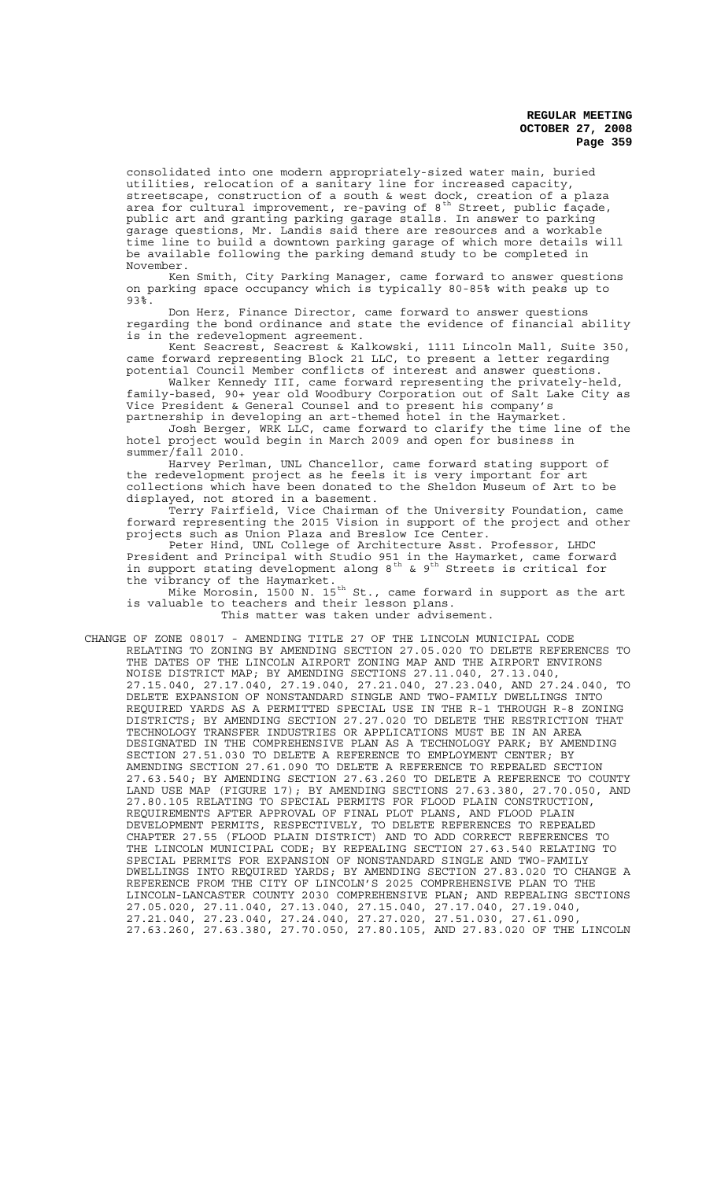consolidated into one modern appropriately-sized water main, buried utilities, relocation of a sanitary line for increased capacity, streetscape, construction of a south & west dock, creation of a plaza area for cultural improvement, re-paving of 8th Street, public façade, public art and granting parking garage stalls. In answer to parking garage questions, Mr. Landis said there are resources and a workable time line to build a downtown parking garage of which more details will be available following the parking demand study to be completed in November.

Ken Smith, City Parking Manager, came forward to answer questions on parking space occupancy which is typically 80-85% with peaks up to 93%.

Don Herz, Finance Director, came forward to answer questions regarding the bond ordinance and state the evidence of financial ability is in the redevelopment agreement.

Kent Seacrest, Seacrest & Kalkowski, 1111 Lincoln Mall, Suite 350, came forward representing Block 21 LLC, to present a letter regarding potential Council Member conflicts of interest and answer questions.

Walker Kennedy III, came forward representing the privately-held, family-based, 90+ year old Woodbury Corporation out of Salt Lake City as Vice President & General Counsel and to present his company's partnership in developing an art-themed hotel in the Haymarket.

Josh Berger, WRK LLC, came forward to clarify the time line of the hotel project would begin in March 2009 and open for business in summer/fall 2010.

Harvey Perlman, UNL Chancellor, came forward stating support of the redevelopment project as he feels it is very important for art collections which have been donated to the Sheldon Museum of Art to be displayed, not stored in a basement.

Terry Fairfield, Vice Chairman of the University Foundation, came forward representing the 2015 Vision in support of the project and other projects such as Union Plaza and Breslow Ice Center.

Peter Hind, UNL College of Architecture Asst. Professor, LHDC President and Principal with Studio 951 in the Haymarket, came forward in support stating development along 8th & 9th Streets is critical for the vibrancy of the Haymarket.

Mike Morosin, 1500 N. 15th St., came forward in support as the art is valuable to teachers and their lesson plans.

This matter was taken under advisement.

CHANGE OF ZONE 08017 - AMENDING TITLE 27 OF THE LINCOLN MUNICIPAL CODE RELATING TO ZONING BY AMENDING SECTION 27.05.020 TO DELETE REFERENCES TO THE DATES OF THE LINCOLN AIRPORT ZONING MAP AND THE AIRPORT ENVIRONS NOISE DISTRICT MAP; BY AMENDING SECTIONS 27.11.040, 27.13.040, 27.15.040, 27.17.040, 27.19.040, 27.21.040, 27.23.040, AND 27.24.040, TO DELETE EXPANSION OF NONSTANDARD SINGLE AND TWO-FAMILY DWELLINGS INTO REQUIRED YARDS AS A PERMITTED SPECIAL USE IN THE R-1 THROUGH R-8 ZONING DISTRICTS; BY AMENDING SECTION 27.27.020 TO DELETE THE RESTRICTION THAT TECHNOLOGY TRANSFER INDUSTRIES OR APPLICATIONS MUST BE IN AN AREA DESIGNATED IN THE COMPREHENSIVE PLAN AS A TECHNOLOGY PARK; BY AMENDING SECTION 27.51.030 TO DELETE A REFERENCE TO EMPLOYMENT CENTER; BY AMENDING SECTION 27.61.090 TO DELETE A REFERENCE TO REPEALED SECTION 27.63.540; BY AMENDING SECTION 27.63.260 TO DELETE A REFERENCE TO COUNTY LAND USE MAP (FIGURE 17); BY AMENDING SECTIONS 27.63.380, 27.70.050, AND 27.80.105 RELATING TO SPECIAL PERMITS FOR FLOOD PLAIN CONSTRUCTION, REQUIREMENTS AFTER APPROVAL OF FINAL PLOT PLANS, AND FLOOD PLAIN DEVELOPMENT PERMITS, RESPECTIVELY, TO DELETE REFERENCES TO REPEALED CHAPTER 27.55 (FLOOD PLAIN DISTRICT) AND TO ADD CORRECT REFERENCES TO THE LINCOLN MUNICIPAL CODE; BY REPEALING SECTION 27.63.540 RELATING TO SPECIAL PERMITS FOR EXPANSION OF NONSTANDARD SINGLE AND TWO-FAMILY DWELLINGS INTO REQUIRED YARDS; BY AMENDING SECTION 27.83.020 TO CHANGE A REFERENCE FROM THE CITY OF LINCOLN'S 2025 COMPREHENSIVE PLAN TO THE LINCOLN-LANCASTER COUNTY 2030 COMPREHENSIVE PLAN; AND REPEALING SECTIONS 27.05.020, 27.11.040, 27.13.040, 27.15.040, 27.17.040, 27.19.040, 27.21.040, 27.23.040, 27.24.040, 27.27.020, 27.51.030, 27.61.090, 27.63.260, 27.63.380, 27.70.050, 27.80.105, AND 27.83.020 OF THE LINCOLN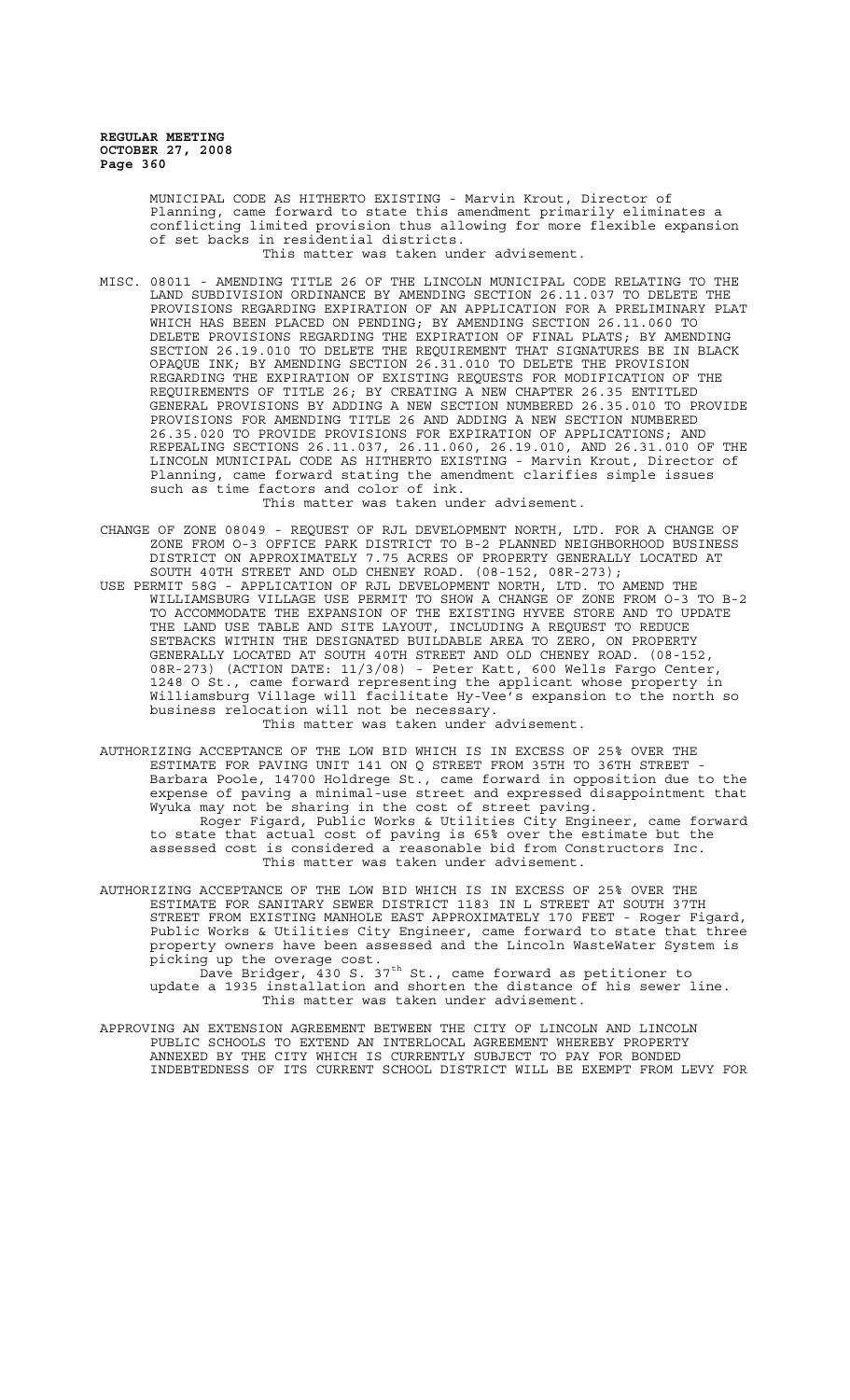MUNICIPAL CODE AS HITHERTO EXISTING - Marvin Krout, Director of Planning, came forward to state this amendment primarily eliminates a conflicting limited provision thus allowing for more flexible expansion of set backs in residential districts.

This matter was taken under advisement.

MISC. 08011 - AMENDING TITLE 26 OF THE LINCOLN MUNICIPAL CODE RELATING TO THE LAND SUBDIVISION ORDINANCE BY AMENDING SECTION 26.11.037 TO DELETE THE PROVISIONS REGARDING EXPIRATION OF AN APPLICATION FOR A PRELIMINARY PLAT WHICH HAS BEEN PLACED ON PENDING; BY AMENDING SECTION 26.11.060 TO DELETE PROVISIONS REGARDING THE EXPIRATION OF FINAL PLATS; BY AMENDING SECTION 26.19.010 TO DELETE THE REQUIREMENT THAT SIGNATURES BE IN BLACK OPAQUE INK; BY AMENDING SECTION 26.31.010 TO DELETE THE PROVISION REGARDING THE EXPIRATION OF EXISTING REQUESTS FOR MODIFICATION OF THE REQUIREMENTS OF TITLE 26; BY CREATING A NEW CHAPTER 26.35 ENTITLED GENERAL PROVISIONS BY ADDING A NEW SECTION NUMBERED 26.35.010 TO PROVIDE PROVISIONS FOR AMENDING TITLE 26 AND ADDING A NEW SECTION NUMBERED 26.35.020 TO PROVIDE PROVISIONS FOR EXPIRATION OF APPLICATIONS; AND REPEALING SECTIONS 26.11.037, 26.11.060, 26.19.010, AND 26.31.010 OF THE LINCOLN MUNICIPAL CODE AS HITHERTO EXISTING - Marvin Krout, Director of Planning, came forward stating the amendment clarifies simple issues such as time factors and color of ink.

This matter was taken under advisement.

CHANGE OF ZONE 08049 - REQUEST OF RJL DEVELOPMENT NORTH, LTD. FOR A CHANGE OF ZONE FROM O-3 OFFICE PARK DISTRICT TO B-2 PLANNED NEIGHBORHOOD BUSINESS DISTRICT ON APPROXIMATELY 7.75 ACRES OF PROPERTY GENERALLY LOCATED AT SOUTH 40TH STREET AND OLD CHENEY ROAD. (08-152, 08R-273);

USE PERMIT 58G - APPLICATION OF RJL DEVELOPMENT NORTH, LTD. TO AMEND THE WILLIAMSBURG VILLAGE USE PERMIT TO SHOW A CHANGE OF ZONE FROM O-3 TO B-2 TO ACCOMMODATE THE EXPANSION OF THE EXISTING HYVEE STORE AND TO UPDATE THE LAND USE TABLE AND SITE LAYOUT, INCLUDING A REQUEST TO REDUCE SETBACKS WITHIN THE DESIGNATED BUILDABLE AREA TO ZERO, ON PROPERTY GENERALLY LOCATED AT SOUTH 40TH STREET AND OLD CHENEY ROAD. (08-152, 08R-273) (ACTION DATE: 11/3/08) - Peter Katt, 600 Wells Fargo Center, 1248 O St., came forward representing the applicant whose property in Williamsburg Village will facilitate Hy-Vee's expansion to the north so business relocation will not be necessary.

This matter was taken under advisement.

AUTHORIZING ACCEPTANCE OF THE LOW BID WHICH IS IN EXCESS OF 25% OVER THE ESTIMATE FOR PAVING UNIT 141 ON Q STREET FROM 35TH TO 36TH STREET - Barbara Poole, 14700 Holdrege St., came forward in opposition due to the expense of paving a minimal-use street and expressed disappointment that Wyuka may not be sharing in the cost of street paving.

Roger Figard, Public Works & Utilities City Engineer, came forward to state that actual cost of paving is 65% over the estimate but the assessed cost is considered a reasonable bid from Constructors Inc.

This matter was taken under advisement.

AUTHORIZING ACCEPTANCE OF THE LOW BID WHICH IS IN EXCESS OF 25% OVER THE ESTIMATE FOR SANITARY SEWER DISTRICT 1183 IN L STREET AT SOUTH 37TH STREET FROM EXISTING MANHOLE EAST APPROXIMATELY 170 FEET - Roger Figard, Public Works & Utilities City Engineer, came forward to state that three property owners have been assessed and the Lincoln WasteWater System is picking up the overage cost.

Dave Bridger, 430 S. 37th St., came forward as petitioner to update a 1935 installation and shorten the distance of his sewer line.

This matter was taken under advisement.

APPROVING AN EXTENSION AGREEMENT BETWEEN THE CITY OF LINCOLN AND LINCOLN PUBLIC SCHOOLS TO EXTEND AN INTERLOCAL AGREEMENT WHEREBY PROPERTY ANNEXED BY THE CITY WHICH IS CURRENTLY SUBJECT TO PAY FOR BONDED INDEBTEDNESS OF ITS CURRENT SCHOOL DISTRICT WILL BE EXEMPT FROM LEVY FOR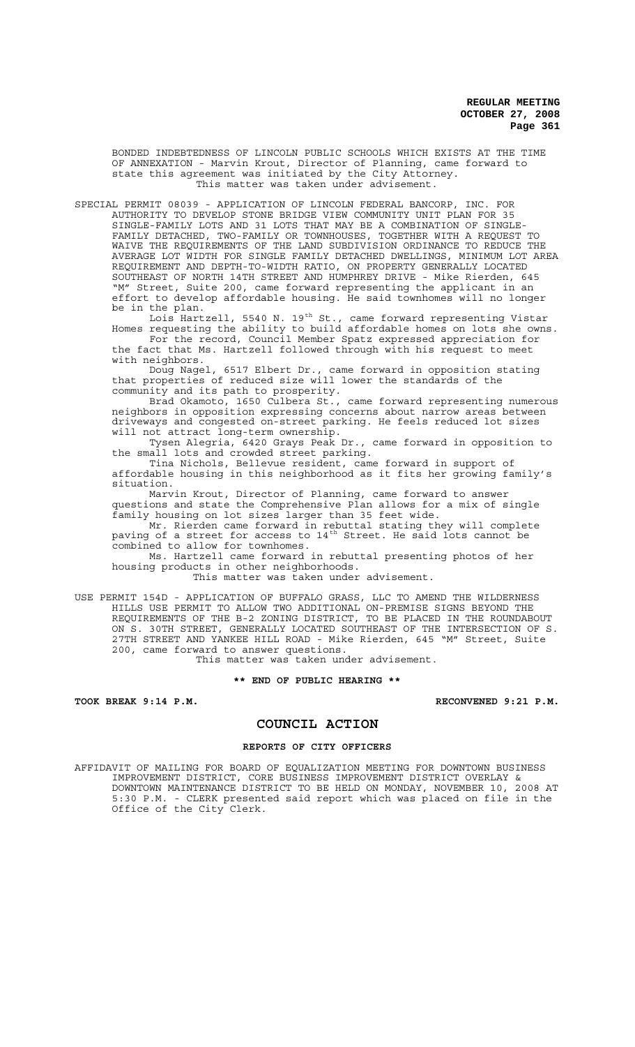BONDED INDEBTEDNESS OF LINCOLN PUBLIC SCHOOLS WHICH EXISTS AT THE TIME OF ANNEXATION - Marvin Krout, Director of Planning, came forward to state this agreement was initiated by the City Attorney.
This matter was taken under advisement.

SPECIAL PERMIT 08039 - APPLICATION OF LINCOLN FEDERAL BANCORP, INC. FOR AUTHORITY TO DEVELOP STONE BRIDGE VIEW COMMUNITY UNIT PLAN FOR 35 SINGLE-FAMILY LOTS AND 31 LOTS THAT MAY BE A COMBINATION OF SINGLE-FAMILY DETACHED, TWO-FAMILY OR TOWNHOUSES, TOGETHER WITH A REQUEST TO WAIVE THE REQUIREMENTS OF THE LAND SUBDIVISION ORDINANCE TO REDUCE THE AVERAGE LOT WIDTH FOR SINGLE FAMILY DETACHED DWELLINGS, MINIMUM LOT AREA REQUIREMENT AND DEPTH-TO-WIDTH RATIO, ON PROPERTY GENERALLY LOCATED SOUTHEAST OF NORTH 14TH STREET AND HUMPHREY DRIVE - Mike Rierden, 645 "M" Street, Suite 200, came forward representing the applicant in an effort to develop affordable housing. He said townhomes will no longer be in the plan.

Lois Hartzell, 5540 N. 19th St., came forward representing Vistar Homes requesting the ability to build affordable homes on lots she owns.

For the record, Council Member Spatz expressed appreciation for the fact that Ms. Hartzell followed through with his request to meet with neighbors.

Doug Nagel, 6517 Elbert Dr., came forward in opposition stating that properties of reduced size will lower the standards of the community and its path to prosperity.

Brad Okamoto, 1650 Culbera St., came forward representing numerous neighbors in opposition expressing concerns about narrow areas between driveways and congested on-street parking. He feels reduced lot sizes will not attract long-term ownership.

Tysen Alegria, 6420 Grays Peak Dr., came forward in opposition to the small lots and crowded street parking.

Tina Nichols, Bellevue resident, came forward in support of affordable housing in this neighborhood as it fits her growing family's situation.

Marvin Krout, Director of Planning, came forward to answer questions and state the Comprehensive Plan allows for a mix of single family housing on lot sizes larger than 35 feet wide.

Mr. Rierden came forward in rebuttal stating they will complete paving of a street for access to 14th Street. He said lots cannot be combined to allow for townhomes.

Ms. Hartzell came forward in rebuttal presenting photos of her housing products in other neighborhoods.
This matter was taken under advisement.

USE PERMIT 154D - APPLICATION OF BUFFALO GRASS, LLC TO AMEND THE WILDERNESS HILLS USE PERMIT TO ALLOW TWO ADDITIONAL ON-PREMISE SIGNS BEYOND THE REQUIREMENTS OF THE B-2 ZONING DISTRICT, TO BE PLACED IN THE ROUNDABOUT ON S. 30TH STREET, GENERALLY LOCATED SOUTHEAST OF THE INTERSECTION OF S. 27TH STREET AND YANKEE HILL ROAD - Mike Rierden, 645 "M" Street, Suite 200, came forward to answer questions.
This matter was taken under advisement.

**\*\* END OF PUBLIC HEARING \*\***

**TOOK BREAK 9:14 P.M.** **RECONVENED 9:21 P.M.**

## COUNCIL ACTION

### REPORTS OF CITY OFFICERS

AFFIDAVIT OF MAILING FOR BOARD OF EQUALIZATION MEETING FOR DOWNTOWN BUSINESS IMPROVEMENT DISTRICT, CORE BUSINESS IMPROVEMENT DISTRICT OVERLAY & DOWNTOWN MAINTENANCE DISTRICT TO BE HELD ON MONDAY, NOVEMBER 10, 2008 AT 5:30 P.M. - CLERK presented said report which was placed on file in the Office of the City Clerk.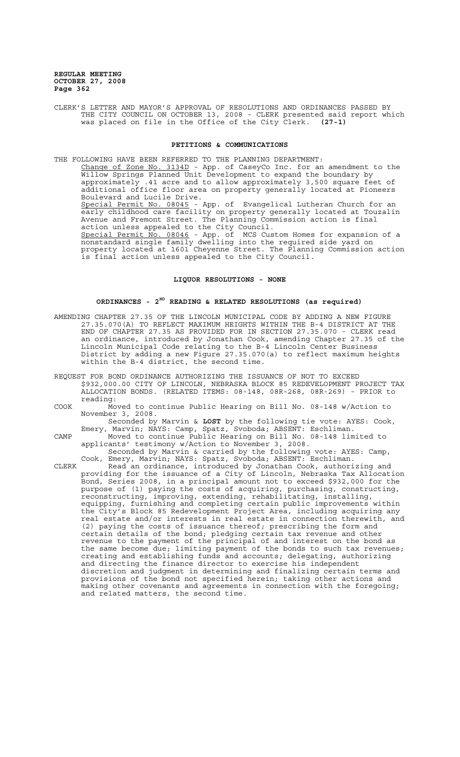CLERK'S LETTER AND MAYOR'S APPROVAL OF RESOLUTIONS AND ORDINANCES PASSED BY THE CITY COUNCIL ON OCTOBER 13, 2008 - CLERK presented said report which was placed on file in the Office of the City Clerk. **(27-1)**

## PETITIONS & COMMUNICATIONS

THE FOLLOWING HAVE BEEN REFERRED TO THE PLANNING DEPARTMENT:

Change of Zone No. 3134D - App. of CaseyCo Inc. for an amendment to the Willow Springs Planned Unit Development to expand the boundary by approximately .41 acre and to allow approximately 3,500 square feet of additional office floor area on property generally located at Pioneers Boulevard and Lucile Drive.

Special Permit No. 08045 - App. of Evangelical Lutheran Church for an early childhood care facility on property generally located at Touzalin Avenue and Fremont Street. The Planning Commission action is final action unless appealed to the City Council.

Special Permit No. 08046 - App. of MCS Custom Homes for expansion of a nonstandard single family dwelling into the required side yard on property located at 1601 Cheyenne Street. The Planning Commission action is final action unless appealed to the City Council.

## LIQUOR RESOLUTIONS - NONE

## ORDINANCES - 2ND READING & RELATED RESOLUTIONS (as required)

AMENDING CHAPTER 27.35 OF THE LINCOLN MUNICIPAL CODE BY ADDING A NEW FIGURE 27.35.070(A) TO REFLECT MAXIMUM HEIGHTS WITHIN THE B-4 DISTRICT AT THE END OF CHAPTER 27.35 AS PROVIDED FOR IN SECTION 27.35.070 - CLERK read an ordinance, introduced by Jonathan Cook, amending Chapter 27.35 of the Lincoln Municipal Code relating to the B-4 Lincoln Center Business District by adding a new Figure 27.35.070(a) to reflect maximum heights within the B-4 district, the second time.

REQUEST FOR BOND ORDINANCE AUTHORIZING THE ISSUANCE OF NOT TO EXCEED $932,000.00 CITY OF LINCOLN, NEBRASKA BLOCK 85 REDEVELOPMENT PROJECT TAX ALLOCATION BONDS. (RELATED ITEMS: 08-148, 08R-268, 08R-269) - PRIOR to reading:

COOK Moved to continue Public Hearing on Bill No. 08-148 w/Action to November 3, 2008.
Seconded by Marvin & **LOST** by the following tie vote: AYES: Cook, Emery, Marvin; NAYS: Camp, Spatz, Svoboda; ABSENT: Eschliman.

CAMP Moved to continue Public Hearing on Bill No. 08-148 limited to applicants' testimony w/Action to November 3, 2008.
Seconded by Marvin & carried by the following vote: AYES: Camp, Cook, Emery, Marvin; NAYS: Spatz, Svoboda; ABSENT: Eschliman.

CLERK Read an ordinance, introduced by Jonathan Cook, authorizing and providing for the issuance of a City of Lincoln, Nebraska Tax Allocation Bond, Series 2008, in a principal amount not to exceed $932,000 for the purpose of (1) paying the costs of acquiring, purchasing, constructing, reconstructing, improving, extending, rehabilitating, installing, equipping, furnishing and completing certain public improvements within the City's Block 85 Redevelopment Project Area, including acquiring any real estate and/or interests in real estate in connection therewith, and (2) paying the costs of issuance thereof; prescribing the form and certain details of the bond; pledging certain tax revenue and other revenue to the payment of the principal of and interest on the bond as the same become due; limiting payment of the bonds to such tax revenues; creating and establishing funds and accounts; delegating, authorizing and directing the finance director to exercise his independent discretion and judgment in determining and finalizing certain terms and provisions of the bond not specified herein; taking other actions and making other covenants and agreements in connection with the foregoing; and related matters, the second time.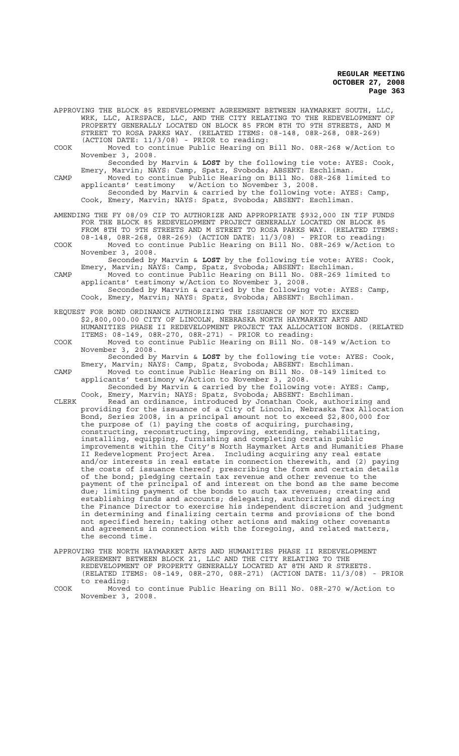APPROVING THE BLOCK 85 REDEVELOPMENT AGREEMENT BETWEEN HAYMARKET SOUTH, LLC, WRK, LLC, AIRSPACE, LLC, AND THE CITY RELATING TO THE REDEVELOPMENT OF PROPERTY GENERALLY LOCATED ON BLOCK 85 FROM 8TH TO 9TH STREETS, AND M STREET TO ROSA PARKS WAY. (RELATED ITEMS: 08-148, 08R-268, 08R-269) (ACTION DATE: 11/3/08) - PRIOR to reading:

COOK Moved to continue Public Hearing on Bill No. 08R-268 w/Action to November 3, 2008.

Seconded by Marvin & **LOST** by the following tie vote: AYES: Cook, Emery, Marvin; NAYS: Camp, Spatz, Svoboda; ABSENT: Eschliman.

CAMP Moved to continue Public Hearing on Bill No. 08R-268 limited to applicants' testimony w/Action to November 3, 2008.

Seconded by Marvin & carried by the following vote: AYES: Camp, Cook, Emery, Marvin; NAYS: Spatz, Svoboda; ABSENT: Eschliman.

AMENDING THE FY 08/09 CIP TO AUTHORIZE AND APPROPRIATE $932,000 IN TIF FUNDS FOR THE BLOCK 85 REDEVELOPMENT PROJECT GENERALLY LOCATED ON BLOCK 85 FROM 8TH TO 9TH STREETS AND M STREET TO ROSA PARKS WAY. (RELATED ITEMS: 08-148, 08R-268, 08R-269) (ACTION DATE: 11/3/08) - PRIOR to reading:

COOK Moved to continue Public Hearing on Bill No. 08R-269 w/Action to November 3, 2008.

Seconded by Marvin & **LOST** by the following tie vote: AYES: Cook, Emery, Marvin; NAYS: Camp, Spatz, Svoboda; ABSENT: Eschliman.

CAMP Moved to continue Public Hearing on Bill No. 08R-269 limited to applicants' testimony w/Action to November 3, 2008.

Seconded by Marvin & carried by the following vote: AYES: Camp, Cook, Emery, Marvin; NAYS: Spatz, Svoboda; ABSENT: Eschliman.

REQUEST FOR BOND ORDINANCE AUTHORIZING THE ISSUANCE OF NOT TO EXCEED $2,800,000.00 CITY OF LINCOLN, NEBRASKA NORTH HAYMARKET ARTS AND HUMANITIES PHASE II REDEVELOPMENT PROJECT TAX ALLOCATION BONDS. (RELATED ITEMS: 08-149, 08R-270, 08R-271) - PRIOR to reading:

COOK Moved to continue Public Hearing on Bill No. 08-149 w/Action to November 3, 2008.

Seconded by Marvin & **LOST** by the following tie vote: AYES: Cook, Emery, Marvin; NAYS: Camp, Spatz, Svoboda; ABSENT: Eschliman.

CAMP Moved to continue Public Hearing on Bill No. 08-149 limited to applicants' testimony w/Action to November 3, 2008.

Seconded by Marvin & carried by the following vote: AYES: Camp, Cook, Emery, Marvin; NAYS: Spatz, Svoboda; ABSENT: Eschliman.

CLERK Read an ordinance, introduced by Jonathan Cook, authorizing and providing for the issuance of a City of Lincoln, Nebraska Tax Allocation Bond, Series 2008, in a principal amount not to exceed $2,800,000 for the purpose of (1) paying the costs of acquiring, purchasing, constructing, reconstructing, improving, extending, rehabilitating, installing, equipping, furnishing and completing certain public improvements within the City's North Haymarket Arts and Humanities Phase II Redevelopment Project Area. Including acquiring any real estate and/or interests in real estate in connection therewith, and (2) paying the costs of issuance thereof; prescribing the form and certain details of the bond; pledging certain tax revenue and other revenue to the payment of the principal of and interest on the bond as the same become due; limiting payment of the bonds to such tax revenues; creating and establishing funds and accounts; delegating, authorizing and directing the Finance Director to exercise his independent discretion and judgment in determining and finalizing certain terms and provisions of the bond not specified herein; taking other actions and making other covenants and agreements in connection with the foregoing, and related matters, the second time.

APPROVING THE NORTH HAYMARKET ARTS AND HUMANITIES PHASE II REDEVELOPMENT AGREEMENT BETWEEN BLOCK 21, LLC AND THE CITY RELATING TO THE REDEVELOPMENT OF PROPERTY GENERALLY LOCATED AT 8TH AND R STREETS. (RELATED ITEMS: 08-149, 08R-270, 08R-271) (ACTION DATE: 11/3/08) - PRIOR to reading:

COOK Moved to continue Public Hearing on Bill No. 08R-270 w/Action to November 3, 2008.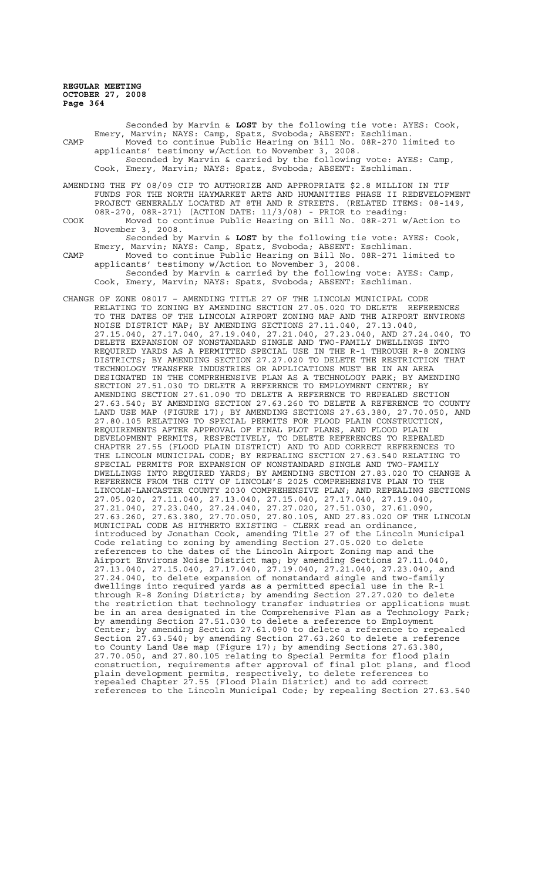Seconded by Marvin & **LOST** by the following tie vote: AYES: Cook, Emery, Marvin; NAYS: Camp, Spatz, Svoboda; ABSENT: Eschliman.

CAMP Moved to continue Public Hearing on Bill No. 08R-270 limited to applicants' testimony w/Action to November 3, 2008.

Seconded by Marvin & carried by the following vote: AYES: Camp, Cook, Emery, Marvin; NAYS: Spatz, Svoboda; ABSENT: Eschliman.

AMENDING THE FY 08/09 CIP TO AUTHORIZE AND APPROPRIATE $2.8 MILLION IN TIF FUNDS FOR THE NORTH HAYMARKET ARTS AND HUMANITIES PHASE II REDEVELOPMENT PROJECT GENERALLY LOCATED AT 8TH AND R STREETS. (RELATED ITEMS: 08-149, 08R-270, 08R-271) (ACTION DATE: 11/3/08) - PRIOR to reading:

COOK Moved to continue Public Hearing on Bill No. 08R-271 w/Action to November 3, 2008.

Seconded by Marvin & **LOST** by the following tie vote: AYES: Cook, Emery, Marvin; NAYS: Camp, Spatz, Svoboda; ABSENT: Eschliman.

CAMP Moved to continue Public Hearing on Bill No. 08R-271 limited to applicants' testimony w/Action to November 3, 2008.

Seconded by Marvin & carried by the following vote: AYES: Camp, Cook, Emery, Marvin; NAYS: Spatz, Svoboda; ABSENT: Eschliman.

CHANGE OF ZONE 08017 – AMENDING TITLE 27 OF THE LINCOLN MUNICIPAL CODE RELATING TO ZONING BY AMENDING SECTION 27.05.020 TO DELETE REFERENCES TO THE DATES OF THE LINCOLN AIRPORT ZONING MAP AND THE AIRPORT ENVIRONS NOISE DISTRICT MAP; BY AMENDING SECTIONS 27.11.040, 27.13.040, 27.15.040, 27.17.040, 27.19.040, 27.21.040, 27.23.040, AND 27.24.040, TO DELETE EXPANSION OF NONSTANDARD SINGLE AND TWO-FAMILY DWELLINGS INTO REQUIRED YARDS AS A PERMITTED SPECIAL USE IN THE R-1 THROUGH R-8 ZONING DISTRICTS; BY AMENDING SECTION 27.27.020 TO DELETE THE RESTRICTION THAT TECHNOLOGY TRANSFER INDUSTRIES OR APPLICATIONS MUST BE IN AN AREA DESIGNATED IN THE COMPREHENSIVE PLAN AS A TECHNOLOGY PARK; BY AMENDING SECTION 27.51.030 TO DELETE A REFERENCE TO EMPLOYMENT CENTER; BY AMENDING SECTION 27.61.090 TO DELETE A REFERENCE TO REPEALED SECTION 27.63.540; BY AMENDING SECTION 27.63.260 TO DELETE A REFERENCE TO COUNTY LAND USE MAP (FIGURE 17); BY AMENDING SECTIONS 27.63.380, 27.70.050, AND 27.80.105 RELATING TO SPECIAL PERMITS FOR FLOOD PLAIN CONSTRUCTION, REQUIREMENTS AFTER APPROVAL OF FINAL PLOT PLANS, AND FLOOD PLAIN DEVELOPMENT PERMITS, RESPECTIVELY, TO DELETE REFERENCES TO REPEALED CHAPTER 27.55 (FLOOD PLAIN DISTRICT) AND TO ADD CORRECT REFERENCES TO THE LINCOLN MUNICIPAL CODE; BY REPEALING SECTION 27.63.540 RELATING TO SPECIAL PERMITS FOR EXPANSION OF NONSTANDARD SINGLE AND TWO-FAMILY DWELLINGS INTO REQUIRED YARDS; BY AMENDING SECTION 27.83.020 TO CHANGE A REFERENCE FROM THE CITY OF LINCOLN'S 2025 COMPREHENSIVE PLAN TO THE LINCOLN-LANCASTER COUNTY 2030 COMPREHENSIVE PLAN; AND REPEALING SECTIONS 27.05.020, 27.11.040, 27.13.040, 27.15.040, 27.17.040, 27.19.040, 27.21.040, 27.23.040, 27.24.040, 27.27.020, 27.51.030, 27.61.090, 27.63.260, 27.63.380, 27.70.050, 27.80.105, AND 27.83.020 OF THE LINCOLN MUNICIPAL CODE AS HITHERTO EXISTING - CLERK read an ordinance, introduced by Jonathan Cook, amending Title 27 of the Lincoln Municipal Code relating to zoning by amending Section 27.05.020 to delete references to the dates of the Lincoln Airport Zoning map and the Airport Environs Noise District map; by amending Sections 27.11.040, 27.13.040, 27.15.040, 27.17.040, 27.19.040, 27.21.040, 27.23.040, and 27.24.040, to delete expansion of nonstandard single and two-family dwellings into required yards as a permitted special use in the R-1 through R-8 Zoning Districts; by amending Section 27.27.020 to delete the restriction that technology transfer industries or applications must be in an area designated in the Comprehensive Plan as a Technology Park; by amending Section 27.51.030 to delete a reference to Employment Center; by amending Section 27.61.090 to delete a reference to repealed Section 27.63.540; by amending Section 27.63.260 to delete a reference to County Land Use map (Figure 17); by amending Sections 27.63.380, 27.70.050, and 27.80.105 relating to Special Permits for flood plain construction, requirements after approval of final plot plans, and flood plain development permits, respectively, to delete references to repealed Chapter 27.55 (Flood Plain District) and to add correct references to the Lincoln Municipal Code; by repealing Section 27.63.540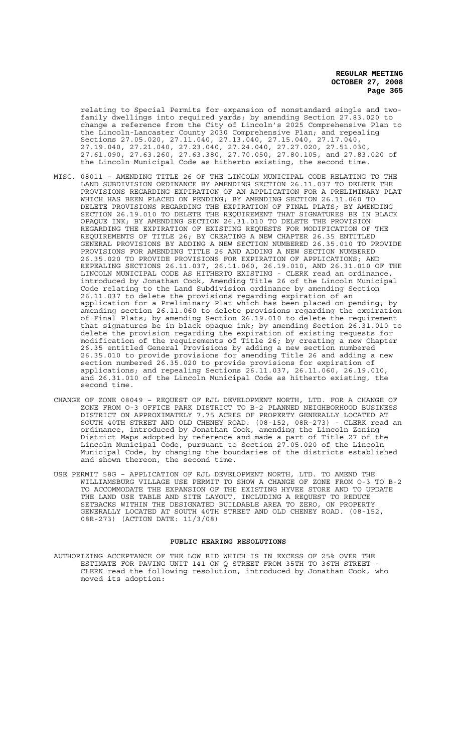relating to Special Permits for expansion of nonstandard single and two-family dwellings into required yards; by amending Section 27.83.020 to change a reference from the City of Lincoln's 2025 Comprehensive Plan to the Lincoln-Lancaster County 2030 Comprehensive Plan; and repealing Sections 27.05.020, 27.11.040, 27.13.040, 27.15.040, 27.17.040, 27.19.040, 27.21.040, 27.23.040, 27.24.040, 27.27.020, 27.51.030, 27.61.090, 27.63.260, 27.63.380, 27.70.050, 27.80.105, and 27.83.020 of the Lincoln Municipal Code as hitherto existing, the second time.

MISC. 08011 – AMENDING TITLE 26 OF THE LINCOLN MUNICIPAL CODE RELATING TO THE LAND SUBDIVISION ORDINANCE BY AMENDING SECTION 26.11.037 TO DELETE THE PROVISIONS REGARDING EXPIRATION OF AN APPLICATION FOR A PRELIMINARY PLAT WHICH HAS BEEN PLACED ON PENDING; BY AMENDING SECTION 26.11.060 TO DELETE PROVISIONS REGARDING THE EXPIRATION OF FINAL PLATS; BY AMENDING SECTION 26.19.010 TO DELETE THE REQUIREMENT THAT SIGNATURES BE IN BLACK OPAQUE INK; BY AMENDING SECTION 26.31.010 TO DELETE THE PROVISION REGARDING THE EXPIRATION OF EXISTING REQUESTS FOR MODIFICATION OF THE REQUIREMENTS OF TITLE 26; BY CREATING A NEW CHAPTER 26.35 ENTITLED GENERAL PROVISIONS BY ADDING A NEW SECTION NUMBERED 26.35.010 TO PROVIDE PROVISIONS FOR AMENDING TITLE 26 AND ADDING A NEW SECTION NUMBERED 26.35.020 TO PROVIDE PROVISIONS FOR EXPIRATION OF APPLICATIONS; AND REPEALING SECTIONS 26.11.037, 26.11.060, 26.19.010, AND 26.31.010 OF THE LINCOLN MUNICIPAL CODE AS HITHERTO EXISTING - CLERK read an ordinance, introduced by Jonathan Cook, Amending Title 26 of the Lincoln Municipal Code relating to the Land Subdivision ordinance by amending Section 26.11.037 to delete the provisions regarding expiration of an application for a Preliminary Plat which has been placed on pending; by amending section 26.11.060 to delete provisions regarding the expiration of Final Plats; by amending Section 26.19.010 to delete the requirement that signatures be in black opaque ink; by amending Section 26.31.010 to delete the provision regarding the expiration of existing requests for modification of the requirements of Title 26; by creating a new Chapter 26.35 entitled General Provisions by adding a new section numbered 26.35.010 to provide provisions for amending Title 26 and adding a new section numbered 26.35.020 to provide provisions for expiration of applications; and repealing Sections 26.11.037, 26.11.060, 26.19.010, and 26.31.010 of the Lincoln Municipal Code as hitherto existing, the second time.

CHANGE OF ZONE 08049 – REQUEST OF RJL DEVELOPMENT NORTH, LTD. FOR A CHANGE OF ZONE FROM O-3 OFFICE PARK DISTRICT TO B-2 PLANNED NEIGHBORHOOD BUSINESS DISTRICT ON APPROXIMATELY 7.75 ACRES OF PROPERTY GENERALLY LOCATED AT SOUTH 40TH STREET AND OLD CHENEY ROAD. (08-152, 08R-273) - CLERK read an ordinance, introduced by Jonathan Cook, amending the Lincoln Zoning District Maps adopted by reference and made a part of Title 27 of the Lincoln Municipal Code, pursuant to Section 27.05.020 of the Lincoln Municipal Code, by changing the boundaries of the districts established and shown thereon, the second time.

USE PERMIT 58G – APPLICATION OF RJL DEVELOPMENT NORTH, LTD. TO AMEND THE WILLIAMSBURG VILLAGE USE PERMIT TO SHOW A CHANGE OF ZONE FROM O-3 TO B-2 TO ACCOMMODATE THE EXPANSION OF THE EXISTING HYVEE STORE AND TO UPDATE THE LAND USE TABLE AND SITE LAYOUT, INCLUDING A REQUEST TO REDUCE SETBACKS WITHIN THE DESIGNATED BUILDABLE AREA TO ZERO, ON PROPERTY GENERALLY LOCATED AT SOUTH 40TH STREET AND OLD CHENEY ROAD. (08-152, 08R-273) (ACTION DATE: 11/3/08)

## PUBLIC HEARING RESOLUTIONS

AUTHORIZING ACCEPTANCE OF THE LOW BID WHICH IS IN EXCESS OF 25% OVER THE ESTIMATE FOR PAVING UNIT 141 ON Q STREET FROM 35TH TO 36TH STREET - CLERK read the following resolution, introduced by Jonathan Cook, who moved its adoption: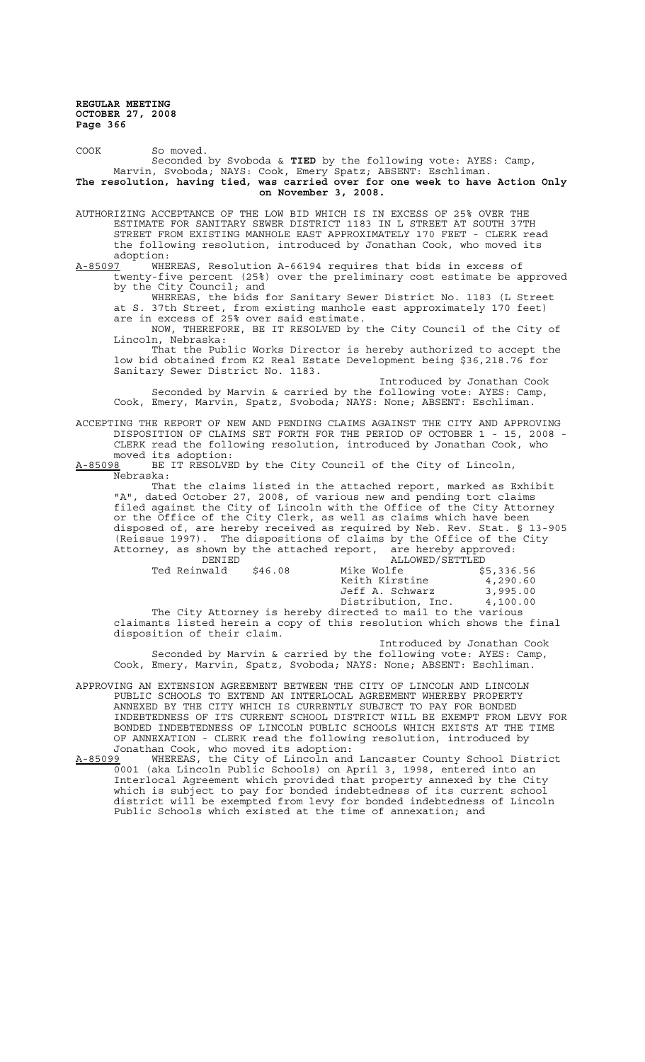COOK So moved.

Seconded by Svoboda & **TIED** by the following vote: AYES: Camp, Marvin, Svoboda; NAYS: Cook, Emery Spatz; ABSENT: Eschliman.

**The resolution, having tied, was carried over for one week to have Action Only on November 3, 2008.**

AUTHORIZING ACCEPTANCE OF THE LOW BID WHICH IS IN EXCESS OF 25% OVER THE ESTIMATE FOR SANITARY SEWER DISTRICT 1183 IN L STREET AT SOUTH 37TH STREET FROM EXISTING MANHOLE EAST APPROXIMATELY 170 FEET - CLERK read the following resolution, introduced by Jonathan Cook, who moved its adoption:

A-85097 WHEREAS, Resolution A-66194 requires that bids in excess of twenty-five percent (25%) over the preliminary cost estimate be approved by the City Council; and

WHEREAS, the bids for Sanitary Sewer District No. 1183 (L Street at S. 37th Street, from existing manhole east approximately 170 feet) are in excess of 25% over said estimate.

NOW, THEREFORE, BE IT RESOLVED by the City Council of the City of Lincoln, Nebraska:

That the Public Works Director is hereby authorized to accept the low bid obtained from K2 Real Estate Development being $36,218.76 for Sanitary Sewer District No. 1183.

Introduced by Jonathan Cook

Seconded by Marvin & carried by the following vote: AYES: Camp, Cook, Emery, Marvin, Spatz, Svoboda; NAYS: None; ABSENT: Eschliman.

ACCEPTING THE REPORT OF NEW AND PENDING CLAIMS AGAINST THE CITY AND APPROVING DISPOSITION OF CLAIMS SET FORTH FOR THE PERIOD OF OCTOBER 1 - 15, 2008 - CLERK read the following resolution, introduced by Jonathan Cook, who moved its adoption:

A-85098 BE IT RESOLVED by the City Council of the City of Lincoln, Nebraska:

That the claims listed in the attached report, marked as Exhibit "A", dated October 27, 2008, of various new and pending tort claims filed against the City of Lincoln with the Office of the City Attorney or the Office of the City Clerk, as well as claims which have been disposed of, are hereby received as required by Neb. Rev. Stat. § 13-905 (Reissue 1997). The dispositions of claims by the Office of the City Attorney, as shown by the attached report, are hereby approved:

| DENIED | | ALLOWED/SETTLED | |
|---|---|---|---|
| Ted Reinwald | $46.08 | Mike Wolfe | $5,336.56 |
| | | Keith Kirstine | 4,290.60 |
| | | Jeff A. Schwarz | 3,995.00 |
| | | Distribution, Inc. | 4,100.00 |

The City Attorney is hereby directed to mail to the various claimants listed herein a copy of this resolution which shows the final disposition of their claim.

Introduced by Jonathan Cook

Seconded by Marvin & carried by the following vote: AYES: Camp, Cook, Emery, Marvin, Spatz, Svoboda; NAYS: None; ABSENT: Eschliman.

APPROVING AN EXTENSION AGREEMENT BETWEEN THE CITY OF LINCOLN AND LINCOLN PUBLIC SCHOOLS TO EXTEND AN INTERLOCAL AGREEMENT WHEREBY PROPERTY ANNEXED BY THE CITY WHICH IS CURRENTLY SUBJECT TO PAY FOR BONDED INDEBTEDNESS OF ITS CURRENT SCHOOL DISTRICT WILL BE EXEMPT FROM LEVY FOR BONDED INDEBTEDNESS OF LINCOLN PUBLIC SCHOOLS WHICH EXISTS AT THE TIME OF ANNEXATION - CLERK read the following resolution, introduced by Jonathan Cook, who moved its adoption:

A-85099 WHEREAS, the City of Lincoln and Lancaster County School District 0001 (aka Lincoln Public Schools) on April 3, 1998, entered into an Interlocal Agreement which provided that property annexed by the City which is subject to pay for bonded indebtedness of its current school district will be exempted from levy for bonded indebtedness of Lincoln Public Schools which existed at the time of annexation; and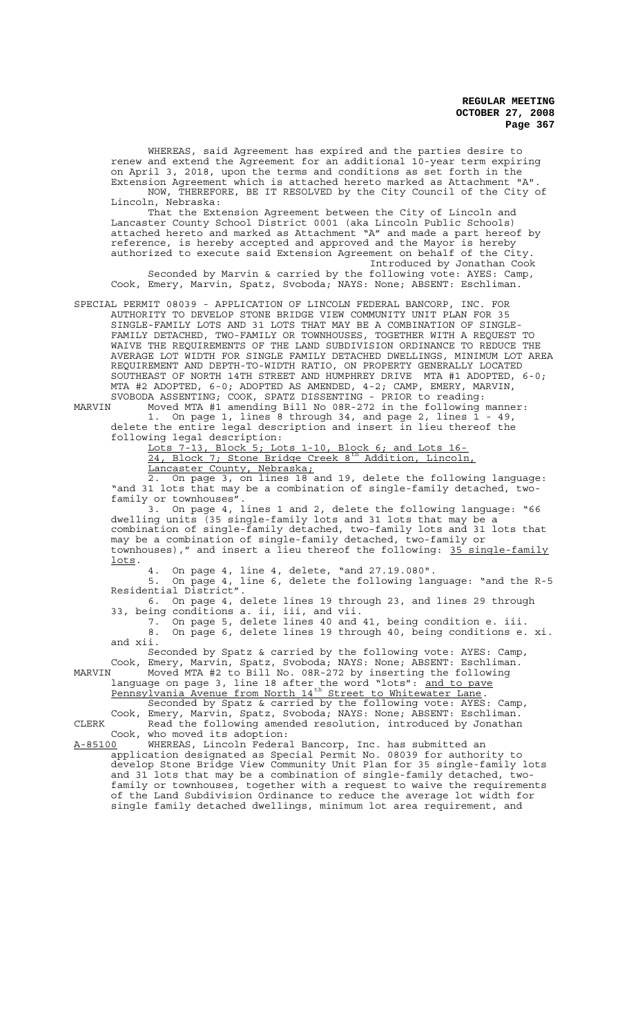WHEREAS, said Agreement has expired and the parties desire to renew and extend the Agreement for an additional 10-year term expiring on April 3, 2018, upon the terms and conditions as set forth in the Extension Agreement which is attached hereto marked as Attachment "A".

NOW, THEREFORE, BE IT RESOLVED by the City Council of the City of Lincoln, Nebraska:

That the Extension Agreement between the City of Lincoln and Lancaster County School District 0001 (aka Lincoln Public Schools) attached hereto and marked as Attachment "A" and made a part hereof by reference, is hereby accepted and approved and the Mayor is hereby authorized to execute said Extension Agreement on behalf of the City.

Introduced by Jonathan Cook

Seconded by Marvin & carried by the following vote: AYES: Camp, Cook, Emery, Marvin, Spatz, Svoboda; NAYS: None; ABSENT: Eschliman.

SPECIAL PERMIT 08039 - APPLICATION OF LINCOLN FEDERAL BANCORP, INC. FOR AUTHORITY TO DEVELOP STONE BRIDGE VIEW COMMUNITY UNIT PLAN FOR 35 SINGLE-FAMILY LOTS AND 31 LOTS THAT MAY BE A COMBINATION OF SINGLE-FAMILY DETACHED, TWO-FAMILY OR TOWNHOUSES, TOGETHER WITH A REQUEST TO WAIVE THE REQUIREMENTS OF THE LAND SUBDIVISION ORDINANCE TO REDUCE THE AVERAGE LOT WIDTH FOR SINGLE FAMILY DETACHED DWELLINGS, MINIMUM LOT AREA REQUIREMENT AND DEPTH-TO-WIDTH RATIO, ON PROPERTY GENERALLY LOCATED SOUTHEAST OF NORTH 14TH STREET AND HUMPHREY DRIVE MTA #1 ADOPTED, 6-0; MTA #2 ADOPTED, 6-0; ADOPTED AS AMENDED, 4-2; CAMP, EMERY, MARVIN, SVOBODA ASSENTING; COOK, SPATZ DISSENTING - PRIOR to reading:

MARVIN Moved MTA #1 amending Bill No 08R-272 in the following manner:

1. On page 1, lines 8 through 34, and page 2, lines 1 - 49, delete the entire legal description and insert in lieu thereof the following legal description:

<u>Lots 7-13, Block 5; Lots 1-10, Block 6; and Lots 16-24, Block 7; Stone Bridge Creek 8th Addition, Lincoln, Lancaster County, Nebraska;</u>

2. On page 3, on lines 18 and 19, delete the following language: "and 31 lots that may be a combination of single-family detached, two-family or townhouses".

3. On page 4, lines 1 and 2, delete the following language: "66 dwelling units (35 single-family lots and 31 lots that may be a combination of single-family detached, two-family lots and 31 lots that may be a combination of single-family detached, two-family or townhouses)," and insert a lieu thereof the following: <u>35 single-family lots</u>.

4. On page 4, line 4, delete, "and 27.19.080".

5. On page 4, line 6, delete the following language: "and the R-5 Residential District".

6. On page 4, delete lines 19 through 23, and lines 29 through 33, being conditions a. ii, iii, and vii.

7. On page 5, delete lines 40 and 41, being condition e. iii.

8. On page 6, delete lines 19 through 40, being conditions e. xi. and xii.

Seconded by Spatz & carried by the following vote: AYES: Camp, Cook, Emery, Marvin, Spatz, Svoboda; NAYS: None; ABSENT: Eschliman.

MARVIN Moved MTA #2 to Bill No. 08R-272 by inserting the following language on page 3, line 18 after the word "lots": <u>and to pave Pennsylvania Avenue from North 14th Street to Whitewater Lane</u>.

Seconded by Spatz & carried by the following vote: AYES: Camp, Cook, Emery, Marvin, Spatz, Svoboda; NAYS: None; ABSENT: Eschliman.

CLERK Read the following amended resolution, introduced by Jonathan Cook, who moved its adoption:

<u>A-85100</u> WHEREAS, Lincoln Federal Bancorp, Inc. has submitted an application designated as Special Permit No. 08039 for authority to develop Stone Bridge View Community Unit Plan for 35 single-family lots and 31 lots that may be a combination of single-family detached, two-family or townhouses, together with a request to waive the requirements of the Land Subdivision Ordinance to reduce the average lot width for single family detached dwellings, minimum lot area requirement, and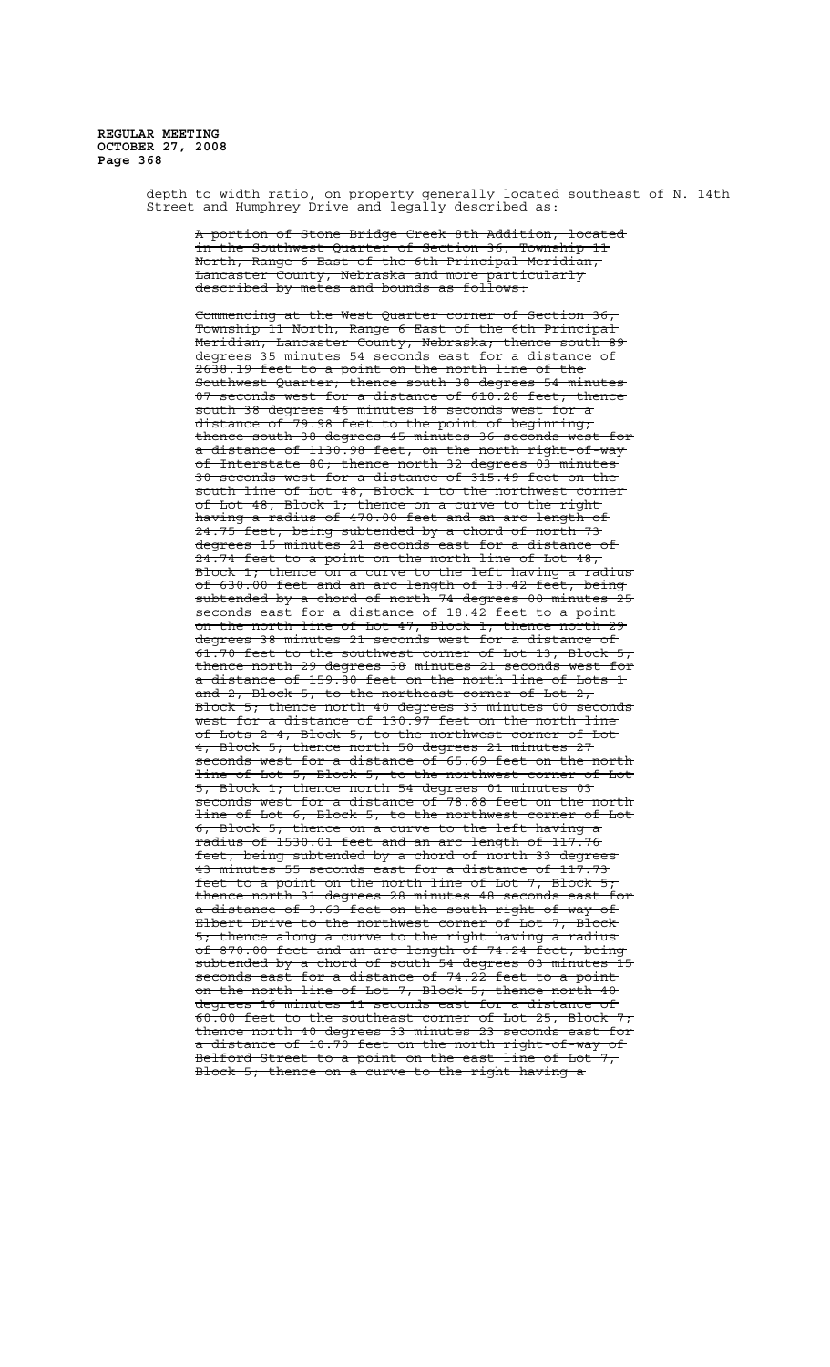depth to width ratio, on property generally located southeast of N. 14th Street and Humphrey Drive and legally described as:

~~A portion of Stone Bridge Creek 8th Addition, located in the Southwest Quarter of Section 36, Township 11 North, Range 6 East of the 6th Principal Meridian, Lancaster County, Nebraska and more particularly described by metes and bounds as follows:~~

~~Commencing at the West Quarter corner of Section 36, Township 11 North, Range 6 East of the 6th Principal Meridian, Lancaster County, Nebraska; thence south 89 degrees 35 minutes 54 seconds east for a distance of 2638.19 feet to a point on the north line of the Southwest Quarter, thence south 38 degrees 54 minutes 07 seconds west for a distance of 610.28 feet, thence south 38 degrees 46 minutes 18 seconds west for a distance of 79.98 feet to the point of beginning; thence south 38 degrees 45 minutes 36 seconds west for a distance of 1130.98 feet, on the north right-of-way of Interstate 80, thence north 32 degrees 03 minutes 30 seconds west for a distance of 315.49 feet on the south line of Lot 48, Block 1 to the northwest corner of Lot 48, Block 1; thence on a curve to the right having a radius of 470.00 feet and an arc length of 24.75 feet, being subtended by a chord of north 73 degrees 15 minutes 21 seconds east for a distance of 24.74 feet to a point on the north line of Lot 48, Block 1; thence on a curve to the left having a radius of 630.00 feet and an arc length of 18.42 feet, being subtended by a chord of north 74 degrees 00 minutes 25 seconds east for a distance of 18.42 feet to a point on the north line of Lot 47, Block 1, thence north 29 degrees 38 minutes 21 seconds west for a distance of 61.70 feet to the southwest corner of Lot 13, Block 5; thence north 29 degrees 38 minutes 21 seconds west for a distance of 159.80 feet on the north line of Lots 1 and 2, Block 5, to the northeast corner of Lot 2, Block 5; thence north 40 degrees 33 minutes 00 seconds west for a distance of 130.97 feet on the north line of Lots 2-4, Block 5, to the northwest corner of Lot 4, Block 5, thence north 50 degrees 21 minutes 27 seconds west for a distance of 65.69 feet on the north line of Lot 5, Block 5, to the northwest corner of Lot 5, Block 1; thence north 54 degrees 01 minutes 03 seconds west for a distance of 78.88 feet on the north line of Lot 6, Block 5, to the northwest corner of Lot 6, Block 5; thence on a curve to the left having a radius of 1530.01 feet and an arc length of 117.76 feet, being subtended by a chord of north 33 degrees 43 minutes 55 seconds east for a distance of 117.73 feet to a point on the north line of Lot 7, Block 5; thence north 31 degrees 28 minutes 48 seconds east for a distance of 3.63 feet on the south right-of-way of Elbert Drive to the northwest corner of Lot 7, Block 5; thence along a curve to the right having a radius of 870.00 feet and an arc length of 74.24 feet, being subtended by a chord of south 54 degrees 03 minutes 15 seconds east for a distance of 74.22 feet to a point on the north line of Lot 7, Block 5, thence north 40 degrees 16 minutes 11 seconds east for a distance of 60.00 feet to the southeast corner of Lot 25, Block 7; thence north 40 degrees 33 minutes 23 seconds east for a distance of 10.70 feet on the north right-of-way of Belford Street to a point on the east line of Lot 7, Block 5, thence on a curve to the right having a~~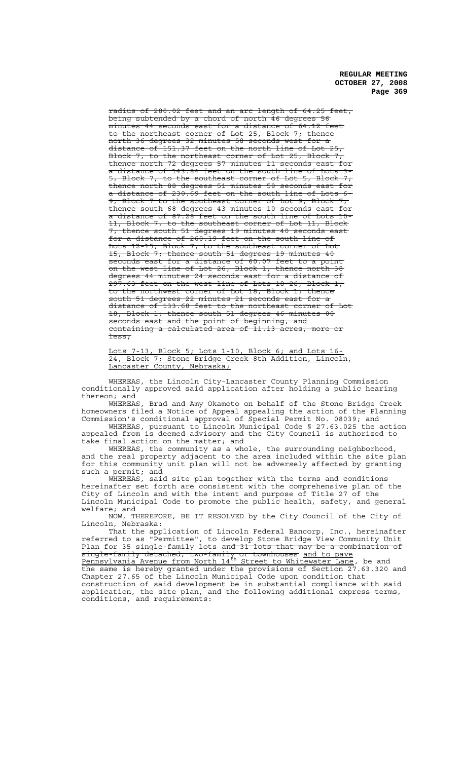~~radius of 280.02 feet and an arc length of 64.25 feet, being subtended by a chord of north 46 degrees 56 minutes 44 seconds east for a distance of 64.12 feet to the northeast corner of Lot 25, Block 7; thence north 36 degrees 32 minutes 58 seconds west for a distance of 151.37 feet on the north line of Lot 25, Block 7, to the northeast corner of Lot 25, Block 7, thence north 72 degrees 57 minutes 11 seconds east for a distance of 143.84 feet on the south line of Lots 3-5, Block 7, to the southeast corner of Lot 5, Block 7, thence north 88 degrees 51 minutes 58 seconds east for a distance of 230.69 feet on the south line of Lots 6-9, Block 7 to the southeast corner of Lot 9, Block 7, thence south 68 degrees 43 minutes 10 seconds east for a distance of 87.28 feet on the south line of Lots 10-11, Block 7, to the southeast corner of Lot 11, Block 7, thence south 51 degrees 19 minutes 40 seconds east for a distance of 260.19 feet on the south line of Lots 12-15, Block 7, to the southeast corner of Lot 15, Block 7; thence south 51 degrees 19 minutes 40 seconds east for a distance of 60.07 feet to a point on the west line of Lot 26, Block 1, thence north 38 degrees 44 minutes 24 seconds east for a distance of 297.63 feet on the west line of Lots 18-26, Block 1, to the northwest corner of Lot 18, Block 1; thence south 51 degrees 22 minutes 21 seconds east for a distance of 133.68 feet to the northeast corner of Lot 18, Block 1, thence south 51 degrees 46 minutes 00 seconds east and the point of beginning, and containing a calculated area of 11.13 acres, more or less;~~

<u>Lots 7-13, Block 5; Lots 1-10, Block 6; and Lots 16-24, Block 7; Stone Bridge Creek 8th Addition, Lincoln, Lancaster County, Nebraska;</u>

WHEREAS, the Lincoln City-Lancaster County Planning Commission conditionally approved said application after holding a public hearing thereon; and

WHEREAS, Brad and Amy Okamoto on behalf of the Stone Bridge Creek homeowners filed a Notice of Appeal appealing the action of the Planning Commission's conditional approval of Special Permit No. 08039; and

WHEREAS, pursuant to Lincoln Municipal Code § 27.63.025 the action appealed from is deemed advisory and the City Council is authorized to take final action on the matter; and

WHEREAS, the community as a whole, the surrounding neighborhood, and the real property adjacent to the area included within the site plan for this community unit plan will not be adversely affected by granting such a permit; and

WHEREAS, said site plan together with the terms and conditions hereinafter set forth are consistent with the comprehensive plan of the City of Lincoln and with the intent and purpose of Title 27 of the Lincoln Municipal Code to promote the public health, safety, and general welfare; and

NOW, THEREFORE, BE IT RESOLVED by the City Council of the City of Lincoln, Nebraska:

That the application of Lincoln Federal Bancorp, Inc., hereinafter referred to as "Permittee", to develop Stone Bridge View Community Unit Plan for 35 single-family lots ~~and 31 lots that may be a combination of single-family detached, two-family or townhouses~~ <u>and to pave Pennsylvania Avenue from North 14th Street to Whitewater Lane</u>, be and the same is hereby granted under the provisions of Section 27.63.320 and Chapter 27.65 of the Lincoln Municipal Code upon condition that construction of said development be in substantial compliance with said application, the site plan, and the following additional express terms, conditions, and requirements: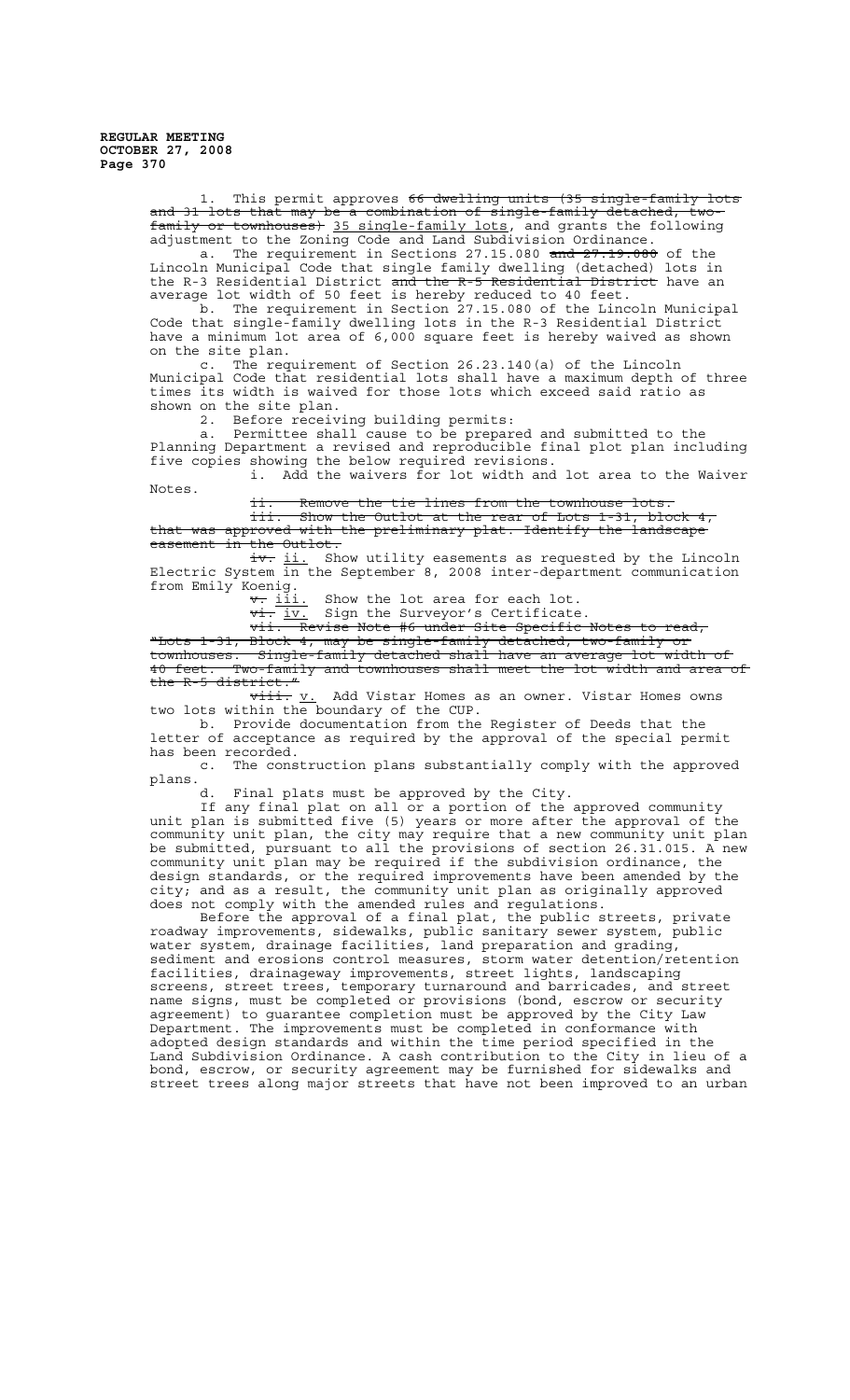1. This permit approves ~~66 dwelling units (35 single-family lots and 31 lots that may be a combination of single-family detached, two-family or townhouses)~~ 35 single-family lots, and grants the following adjustment to the Zoning Code and Land Subdivision Ordinance.

a. The requirement in Sections 27.15.080 ~~and 27.19.080~~ of the Lincoln Municipal Code that single family dwelling (detached) lots in the R-3 Residential District ~~and the R-5 Residential District~~ have an average lot width of 50 feet is hereby reduced to 40 feet.

b. The requirement in Section 27.15.080 of the Lincoln Municipal Code that single-family dwelling lots in the R-3 Residential District have a minimum lot area of 6,000 square feet is hereby waived as shown on the site plan.

c. The requirement of Section 26.23.140(a) of the Lincoln Municipal Code that residential lots shall have a maximum depth of three times its width is waived for those lots which exceed said ratio as shown on the site plan.

2. Before receiving building permits:

a. Permittee shall cause to be prepared and submitted to the Planning Department a revised and reproducible final plot plan including five copies showing the below required revisions.

i. Add the waivers for lot width and lot area to the Waiver Notes.

~~ii. Remove the tie lines from the townhouse lots.~~

~~iii. Show the Outlot at the rear of Lots 1-31, block 4, that was approved with the preliminary plat. Identify the landscape easement in the Outlot.~~

~~iv.~~ ii. Show utility easements as requested by the Lincoln Electric System in the September 8, 2008 inter-department communication from Emily Koenig.

~~v.~~ iii. Show the lot area for each lot.

~~vi.~~ iv. Sign the Surveyor's Certificate.

~~vii. Revise Note #6 under Site Specific Notes to read, "Lots 1-31, Block 4, may be single-family detached, two-family or townhouses. Single-family detached shall have an average lot width of 40 feet. Two-family and townhouses shall meet the lot width and area of the R-5 district."~~

~~viii.~~ v. Add Vistar Homes as an owner. Vistar Homes owns two lots within the boundary of the CUP.

b. Provide documentation from the Register of Deeds that the letter of acceptance as required by the approval of the special permit has been recorded.

c. The construction plans substantially comply with the approved plans.

d. Final plats must be approved by the City.

If any final plat on all or a portion of the approved community unit plan is submitted five (5) years or more after the approval of the community unit plan, the city may require that a new community unit plan be submitted, pursuant to all the provisions of section 26.31.015. A new community unit plan may be required if the subdivision ordinance, the design standards, or the required improvements have been amended by the city; and as a result, the community unit plan as originally approved does not comply with the amended rules and regulations.

Before the approval of a final plat, the public streets, private roadway improvements, sidewalks, public sanitary sewer system, public water system, drainage facilities, land preparation and grading, sediment and erosions control measures, storm water detention/retention facilities, drainageway improvements, street lights, landscaping screens, street trees, temporary turnaround and barricades, and street name signs, must be completed or provisions (bond, escrow or security agreement) to guarantee completion must be approved by the City Law Department. The improvements must be completed in conformance with adopted design standards and within the time period specified in the Land Subdivision Ordinance. A cash contribution to the City in lieu of a bond, escrow, or security agreement may be furnished for sidewalks and street trees along major streets that have not been improved to an urban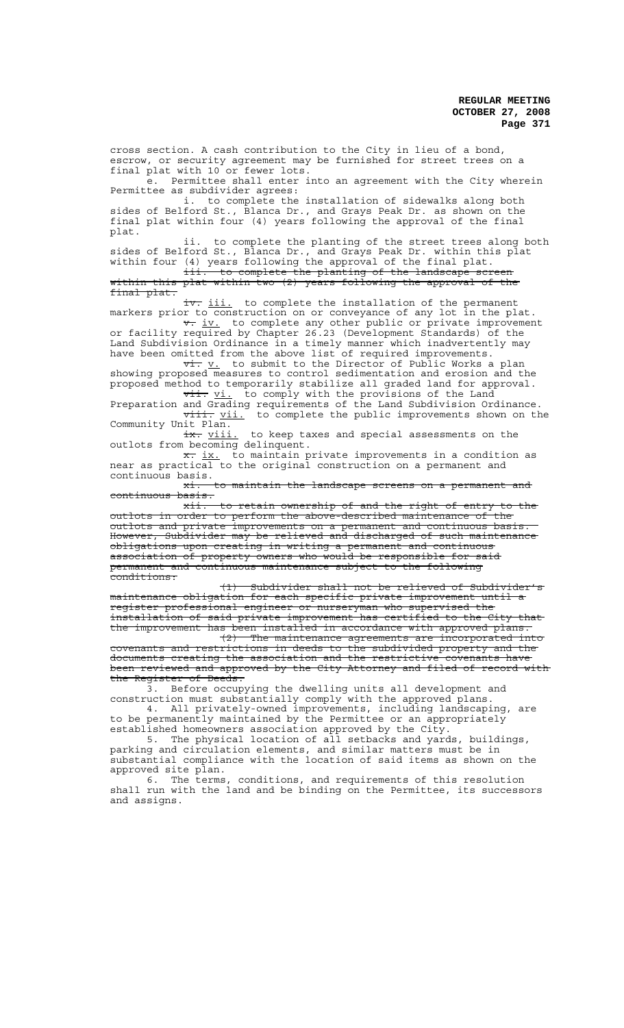cross section. A cash contribution to the City in lieu of a bond, escrow, or security agreement may be furnished for street trees on a final plat with 10 or fewer lots.

e. Permittee shall enter into an agreement with the City wherein Permittee as subdivider agrees:

i. to complete the installation of sidewalks along both sides of Belford St., Blanca Dr., and Grays Peak Dr. as shown on the final plat within four (4) years following the approval of the final plat.

ii. to complete the planting of the street trees along both sides of Belford St., Blanca Dr., and Grays Peak Dr. within this plat within four (4) years following the approval of the final plat.

~~iii. to complete the planting of the landscape screen within this plat within two (2) years following the approval of the final plat.~~

~~iv.~~ iii. to complete the installation of the permanent markers prior to construction on or conveyance of any lot in the plat.

~~v.~~ iv. to complete any other public or private improvement or facility required by Chapter 26.23 (Development Standards) of the Land Subdivision Ordinance in a timely manner which inadvertently may have been omitted from the above list of required improvements.

~~vi.~~ v. to submit to the Director of Public Works a plan showing proposed measures to control sedimentation and erosion and the proposed method to temporarily stabilize all graded land for approval.

~~vii.~~ vi. to comply with the provisions of the Land Preparation and Grading requirements of the Land Subdivision Ordinance.

~~viii.~~ vii. to complete the public improvements shown on the Community Unit Plan.

~~ix.~~ viii. to keep taxes and special assessments on the outlots from becoming delinquent.

~~x.~~ ix. to maintain private improvements in a condition as near as practical to the original construction on a permanent and continuous basis.

~~xi. to maintain the landscape screens on a permanent and continuous basis.~~

~~xii. to retain ownership of and the right of entry to the outlots in order to perform the above-described maintenance of the outlots and private improvements on a permanent and continuous basis. However, Subdivider may be relieved and discharged of such maintenance obligations upon creating in writing a permanent and continuous association of property owners who would be responsible for said permanent and continuous maintenance subject to the following conditions:~~

~~(1) Subdivider shall not be relieved of Subdivider's maintenance obligation for each specific private improvement until a register professional engineer or nurseryman who supervised the installation of said private improvement has certified to the City that the improvement has been installed in accordance with approved plans.~~

~~(2) The maintenance agreements are incorporated into covenants and restrictions in deeds to the subdivided property and the documents creating the association and the restrictive covenants have been reviewed and approved by the City Attorney and filed of record with the Register of Deeds.~~

3. Before occupying the dwelling units all development and construction must substantially comply with the approved plans.

4. All privately-owned improvements, including landscaping, are to be permanently maintained by the Permittee or an appropriately established homeowners association approved by the City.

5. The physical location of all setbacks and yards, buildings, parking and circulation elements, and similar matters must be in substantial compliance with the location of said items as shown on the approved site plan.

6. The terms, conditions, and requirements of this resolution shall run with the land and be binding on the Permittee, its successors and assigns.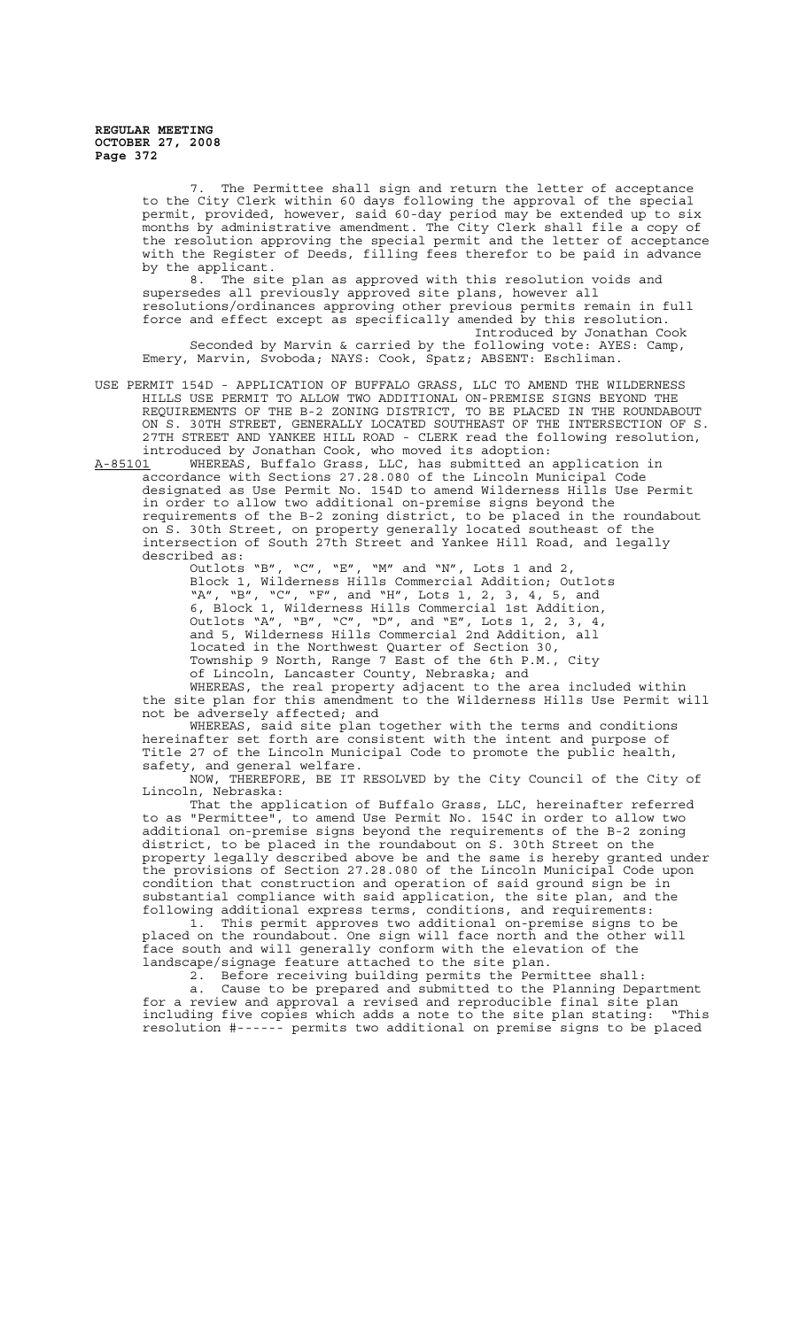7. The Permittee shall sign and return the letter of acceptance to the City Clerk within 60 days following the approval of the special permit, provided, however, said 60-day period may be extended up to six months by administrative amendment. The City Clerk shall file a copy of the resolution approving the special permit and the letter of acceptance with the Register of Deeds, filling fees therefor to be paid in advance by the applicant.

8. The site plan as approved with this resolution voids and supersedes all previously approved site plans, however all resolutions/ordinances approving other previous permits remain in full force and effect except as specifically amended by this resolution.

Introduced by Jonathan Cook

Seconded by Marvin & carried by the following vote: AYES: Camp, Emery, Marvin, Svoboda; NAYS: Cook, Spatz; ABSENT: Eschliman.

USE PERMIT 154D - APPLICATION OF BUFFALO GRASS, LLC TO AMEND THE WILDERNESS HILLS USE PERMIT TO ALLOW TWO ADDITIONAL ON-PREMISE SIGNS BEYOND THE REQUIREMENTS OF THE B-2 ZONING DISTRICT, TO BE PLACED IN THE ROUNDABOUT ON S. 30TH STREET, GENERALLY LOCATED SOUTHEAST OF THE INTERSECTION OF S. 27TH STREET AND YANKEE HILL ROAD - CLERK read the following resolution, introduced by Jonathan Cook, who moved its adoption:

A-85101 WHEREAS, Buffalo Grass, LLC, has submitted an application in accordance with Sections 27.28.080 of the Lincoln Municipal Code designated as Use Permit No. 154D to amend Wilderness Hills Use Permit in order to allow two additional on-premise signs beyond the requirements of the B-2 zoning district, to be placed in the roundabout on S. 30th Street, on property generally located southeast of the intersection of South 27th Street and Yankee Hill Road, and legally described as:

Outlots "B", "C", "E", "M" and "N", Lots 1 and 2, Block 1, Wilderness Hills Commercial Addition; Outlots "A", "B", "C", "F", and "H", Lots 1, 2, 3, 4, 5, and 6, Block 1, Wilderness Hills Commercial 1st Addition, Outlots "A", "B", "C", "D", and "E", Lots 1, 2, 3, 4, and 5, Wilderness Hills Commercial 2nd Addition, all located in the Northwest Quarter of Section 30, Township 9 North, Range 7 East of the 6th P.M., City of Lincoln, Lancaster County, Nebraska; and

WHEREAS, the real property adjacent to the area included within the site plan for this amendment to the Wilderness Hills Use Permit will not be adversely affected; and

WHEREAS, said site plan together with the terms and conditions hereinafter set forth are consistent with the intent and purpose of Title 27 of the Lincoln Municipal Code to promote the public health, safety, and general welfare.

NOW, THEREFORE, BE IT RESOLVED by the City Council of the City of Lincoln, Nebraska:

That the application of Buffalo Grass, LLC, hereinafter referred to as "Permittee", to amend Use Permit No. 154C in order to allow two additional on-premise signs beyond the requirements of the B-2 zoning district, to be placed in the roundabout on S. 30th Street on the property legally described above be and the same is hereby granted under the provisions of Section 27.28.080 of the Lincoln Municipal Code upon condition that construction and operation of said ground sign be in substantial compliance with said application, the site plan, and the following additional express terms, conditions, and requirements:

1. This permit approves two additional on-premise signs to be placed on the roundabout. One sign will face north and the other will face south and will generally conform with the elevation of the landscape/signage feature attached to the site plan.

2. Before receiving building permits the Permittee shall:

a. Cause to be prepared and submitted to the Planning Department for a review and approval a revised and reproducible final site plan including five copies which adds a note to the site plan stating: "This resolution #------ permits two additional on premise signs to be placed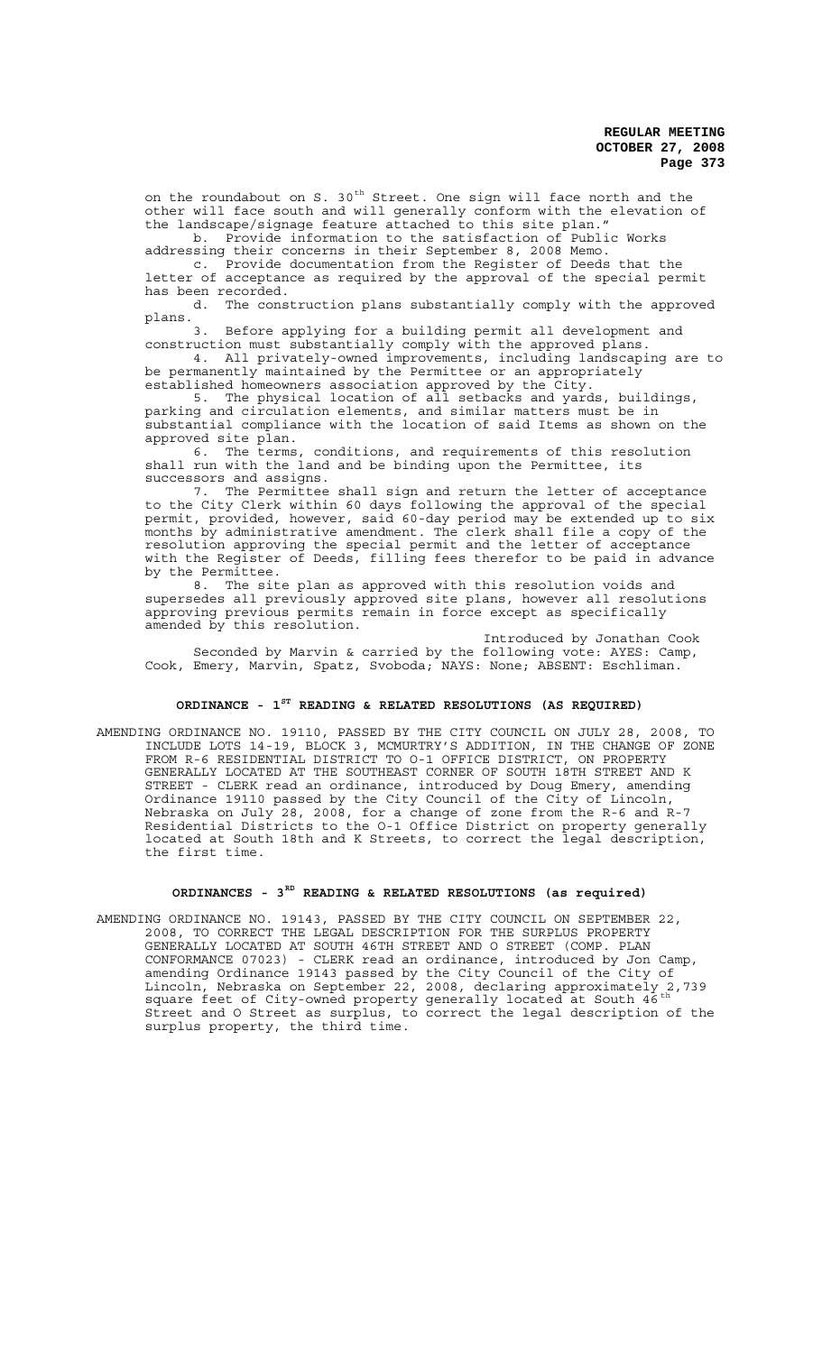on the roundabout on S. 30th Street. One sign will face north and the other will face south and will generally conform with the elevation of the landscape/signage feature attached to this site plan."

b. Provide information to the satisfaction of Public Works addressing their concerns in their September 8, 2008 Memo.

c. Provide documentation from the Register of Deeds that the letter of acceptance as required by the approval of the special permit has been recorded.

d. The construction plans substantially comply with the approved plans.

3. Before applying for a building permit all development and construction must substantially comply with the approved plans.

4. All privately-owned improvements, including landscaping are to be permanently maintained by the Permittee or an appropriately established homeowners association approved by the City.

5. The physical location of all setbacks and yards, buildings, parking and circulation elements, and similar matters must be in substantial compliance with the location of said Items as shown on the approved site plan.

6. The terms, conditions, and requirements of this resolution shall run with the land and be binding upon the Permittee, its successors and assigns.

7. The Permittee shall sign and return the letter of acceptance to the City Clerk within 60 days following the approval of the special permit, provided, however, said 60-day period may be extended up to six months by administrative amendment. The clerk shall file a copy of the resolution approving the special permit and the letter of acceptance with the Register of Deeds, filling fees therefor to be paid in advance by the Permittee.

8. The site plan as approved with this resolution voids and supersedes all previously approved site plans, however all resolutions approving previous permits remain in force except as specifically amended by this resolution.

Introduced by Jonathan Cook

Seconded by Marvin & carried by the following vote: AYES: Camp, Cook, Emery, Marvin, Spatz, Svoboda; NAYS: None; ABSENT: Eschliman.

## ORDINANCE - 1ST READING & RELATED RESOLUTIONS (AS REQUIRED)

AMENDING ORDINANCE NO. 19110, PASSED BY THE CITY COUNCIL ON JULY 28, 2008, TO INCLUDE LOTS 14-19, BLOCK 3, MCMURTRY'S ADDITION, IN THE CHANGE OF ZONE FROM R-6 RESIDENTIAL DISTRICT TO O-1 OFFICE DISTRICT, ON PROPERTY GENERALLY LOCATED AT THE SOUTHEAST CORNER OF SOUTH 18TH STREET AND K STREET - CLERK read an ordinance, introduced by Doug Emery, amending Ordinance 19110 passed by the City Council of the City of Lincoln, Nebraska on July 28, 2008, for a change of zone from the R-6 and R-7 Residential Districts to the O-1 Office District on property generally located at South 18th and K Streets, to correct the legal description, the first time.

## ORDINANCES - 3RD READING & RELATED RESOLUTIONS (as required)

AMENDING ORDINANCE NO. 19143, PASSED BY THE CITY COUNCIL ON SEPTEMBER 22, 2008, TO CORRECT THE LEGAL DESCRIPTION FOR THE SURPLUS PROPERTY GENERALLY LOCATED AT SOUTH 46TH STREET AND O STREET (COMP. PLAN CONFORMANCE 07023) - CLERK read an ordinance, introduced by Jon Camp, amending Ordinance 19143 passed by the City Council of the City of Lincoln, Nebraska on September 22, 2008, declaring approximately 2,739 square feet of City-owned property generally located at South 46th Street and O Street as surplus, to correct the legal description of the surplus property, the third time.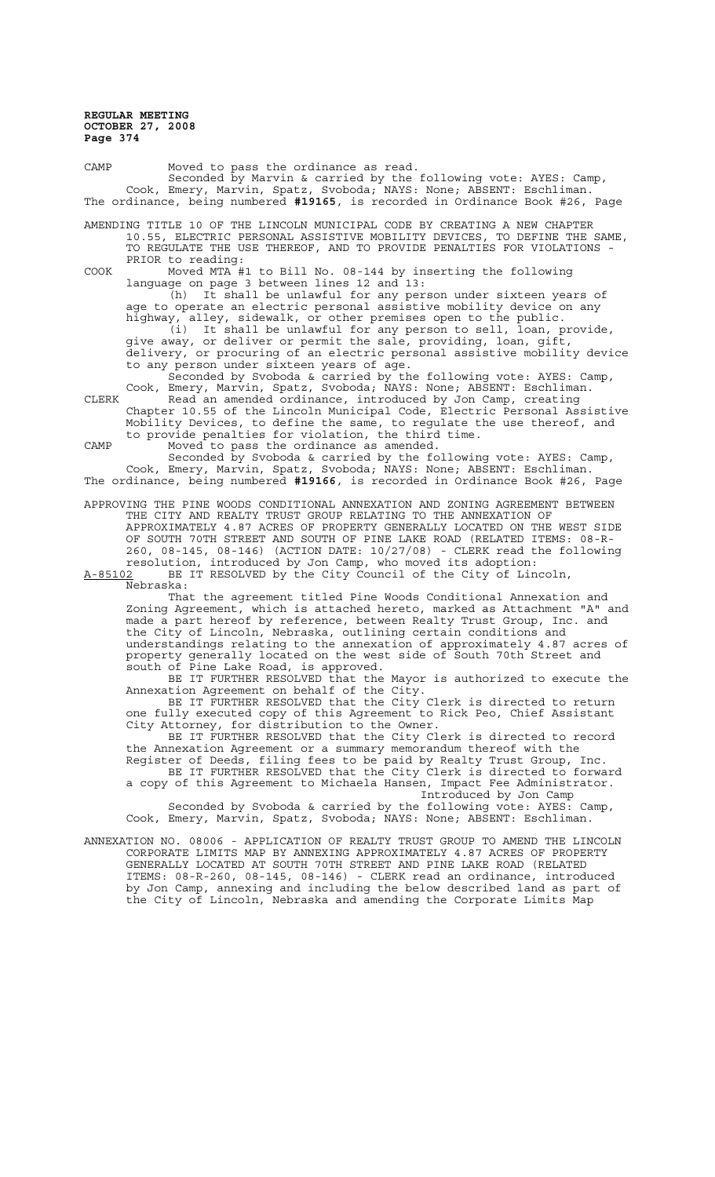CAMP Moved to pass the ordinance as read.

Seconded by Marvin & carried by the following vote: AYES: Camp, Cook, Emery, Marvin, Spatz, Svoboda; NAYS: None; ABSENT: Eschliman.

The ordinance, being numbered **#19165**, is recorded in Ordinance Book #26, Page

AMENDING TITLE 10 OF THE LINCOLN MUNICIPAL CODE BY CREATING A NEW CHAPTER 10.55, ELECTRIC PERSONAL ASSISTIVE MOBILITY DEVICES, TO DEFINE THE SAME, TO REGULATE THE USE THEREOF, AND TO PROVIDE PENALTIES FOR VIOLATIONS - PRIOR to reading:

COOK Moved MTA #1 to Bill No. 08-144 by inserting the following language on page 3 between lines 12 and 13:

(h) It shall be unlawful for any person under sixteen years of age to operate an electric personal assistive mobility device on any highway, alley, sidewalk, or other premises open to the public.

(i) It shall be unlawful for any person to sell, loan, provide, give away, or deliver or permit the sale, providing, loan, gift, delivery, or procuring of an electric personal assistive mobility device to any person under sixteen years of age.

Seconded by Svoboda & carried by the following vote: AYES: Camp, Cook, Emery, Marvin, Spatz, Svoboda; NAYS: None; ABSENT: Eschliman.

CLERK Read an amended ordinance, introduced by Jon Camp, creating Chapter 10.55 of the Lincoln Municipal Code, Electric Personal Assistive Mobility Devices, to define the same, to regulate the use thereof, and to provide penalties for violation, the third time.

CAMP Moved to pass the ordinance as amended.

Seconded by Svoboda & carried by the following vote: AYES: Camp, Cook, Emery, Marvin, Spatz, Svoboda; NAYS: None; ABSENT: Eschliman.

The ordinance, being numbered **#19166**, is recorded in Ordinance Book #26, Page

APPROVING THE PINE WOODS CONDITIONAL ANNEXATION AND ZONING AGREEMENT BETWEEN THE CITY AND REALTY TRUST GROUP RELATING TO THE ANNEXATION OF APPROXIMATELY 4.87 ACRES OF PROPERTY GENERALLY LOCATED ON THE WEST SIDE OF SOUTH 70TH STREET AND SOUTH OF PINE LAKE ROAD (RELATED ITEMS: 08-R-260, 08-145, 08-146) (ACTION DATE: 10/27/08) - CLERK read the following resolution, introduced by Jon Camp, who moved its adoption:

A-85102 BE IT RESOLVED by the City Council of the City of Lincoln, Nebraska:

That the agreement titled Pine Woods Conditional Annexation and Zoning Agreement, which is attached hereto, marked as Attachment "A" and made a part hereof by reference, between Realty Trust Group, Inc. and the City of Lincoln, Nebraska, outlining certain conditions and understandings relating to the annexation of approximately 4.87 acres of property generally located on the west side of South 70th Street and south of Pine Lake Road, is approved.

BE IT FURTHER RESOLVED that the Mayor is authorized to execute the Annexation Agreement on behalf of the City.

BE IT FURTHER RESOLVED that the City Clerk is directed to return one fully executed copy of this Agreement to Rick Peo, Chief Assistant City Attorney, for distribution to the Owner.

BE IT FURTHER RESOLVED that the City Clerk is directed to record the Annexation Agreement or a summary memorandum thereof with the Register of Deeds, filing fees to be paid by Realty Trust Group, Inc.

BE IT FURTHER RESOLVED that the City Clerk is directed to forward a copy of this Agreement to Michaela Hansen, Impact Fee Administrator.

Introduced by Jon Camp

Seconded by Svoboda & carried by the following vote: AYES: Camp, Cook, Emery, Marvin, Spatz, Svoboda; NAYS: None; ABSENT: Eschliman.

ANNEXATION NO. 08006 - APPLICATION OF REALTY TRUST GROUP TO AMEND THE LINCOLN CORPORATE LIMITS MAP BY ANNEXING APPROXIMATELY 4.87 ACRES OF PROPERTY GENERALLY LOCATED AT SOUTH 70TH STREET AND PINE LAKE ROAD (RELATED ITEMS: 08-R-260, 08-145, 08-146) - CLERK read an ordinance, introduced by Jon Camp, annexing and including the below described land as part of the City of Lincoln, Nebraska and amending the Corporate Limits Map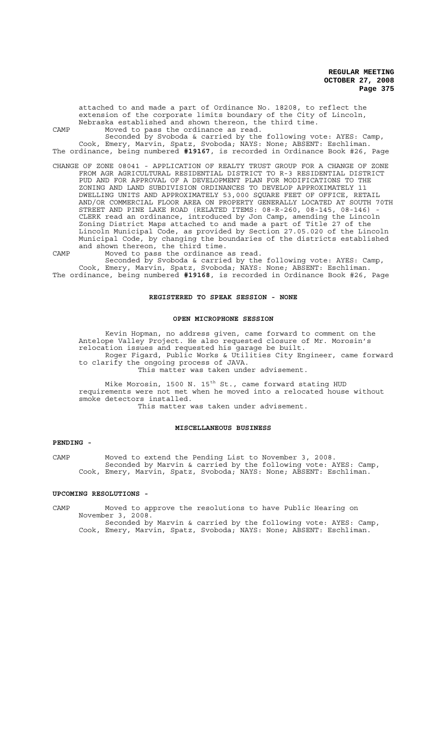attached to and made a part of Ordinance No. 18208, to reflect the extension of the corporate limits boundary of the City of Lincoln, Nebraska established and shown thereon, the third time.

CAMP Moved to pass the ordinance as read.

Seconded by Svoboda & carried by the following vote: AYES: Camp, Cook, Emery, Marvin, Spatz, Svoboda; NAYS: None; ABSENT: Eschliman.

The ordinance, being numbered **#19167**, is recorded in Ordinance Book #26, Page

CHANGE OF ZONE 08041 - APPLICATION OF REALTY TRUST GROUP FOR A CHANGE OF ZONE FROM AGR AGRICULTURAL RESIDENTIAL DISTRICT TO R-3 RESIDENTIAL DISTRICT PUD AND FOR APPROVAL OF A DEVELOPMENT PLAN FOR MODIFICATIONS TO THE ZONING AND LAND SUBDIVISION ORDINANCES TO DEVELOP APPROXIMATELY 11 DWELLING UNITS AND APPROXIMATELY 53,000 SQUARE FEET OF OFFICE, RETAIL AND/OR COMMERCIAL FLOOR AREA ON PROPERTY GENERALLY LOCATED AT SOUTH 70TH STREET AND PINE LAKE ROAD (RELATED ITEMS: 08-R-260, 08-145, 08-146) - CLERK read an ordinance, introduced by Jon Camp, amending the Lincoln Zoning District Maps attached to and made a part of Title 27 of the Lincoln Municipal Code, as provided by Section 27.05.020 of the Lincoln Municipal Code, by changing the boundaries of the districts established and shown thereon, the third time.

CAMP Moved to pass the ordinance as read.

Seconded by Svoboda & carried by the following vote: AYES: Camp, Cook, Emery, Marvin, Spatz, Svoboda; NAYS: None; ABSENT: Eschliman.

The ordinance, being numbered **#19168**, is recorded in Ordinance Book #26, Page

## REGISTERED TO SPEAK SESSION - NONE

## OPEN MICROPHONE SESSION

Kevin Hopman, no address given, came forward to comment on the Antelope Valley Project. He also requested closure of Mr. Morosin's relocation issues and requested his garage be built.

Roger Figard, Public Works & Utilities City Engineer, came forward to clarify the ongoing process of JAVA.

This matter was taken under advisement.

Mike Morosin, 1500 N. 15th St., came forward stating HUD requirements were not met when he moved into a relocated house without smoke detectors installed.

This matter was taken under advisement.

## MISCELLANEOUS BUSINESS

**PENDING -**

CAMP Moved to extend the Pending List to November 3, 2008.

Seconded by Marvin & carried by the following vote: AYES: Camp, Cook, Emery, Marvin, Spatz, Svoboda; NAYS: None; ABSENT: Eschliman.

**UPCOMING RESOLUTIONS -**

CAMP Moved to approve the resolutions to have Public Hearing on November 3, 2008.

Seconded by Marvin & carried by the following vote: AYES: Camp, Cook, Emery, Marvin, Spatz, Svoboda; NAYS: None; ABSENT: Eschliman.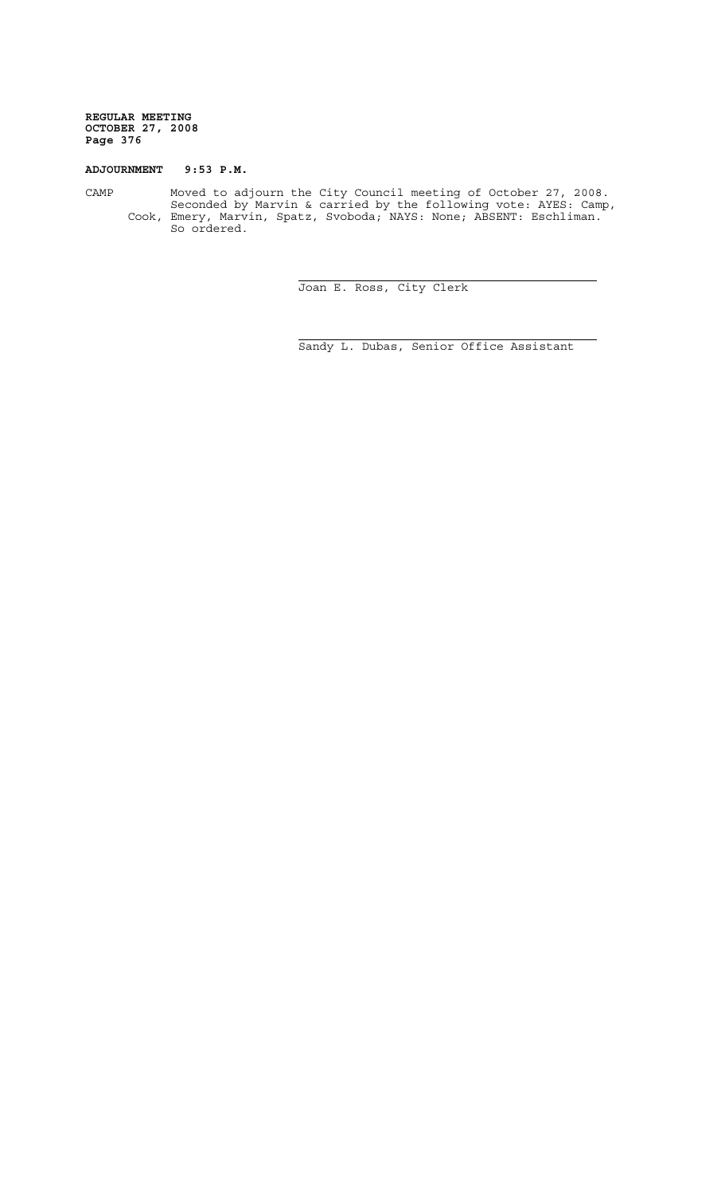**ADJOURNMENT 9:53 P.M.**

CAMP Moved to adjourn the City Council meeting of October 27, 2008. Seconded by Marvin & carried by the following vote: AYES: Camp, Cook, Emery, Marvin, Spatz, Svoboda; NAYS: None; ABSENT: Eschliman. So ordered.

Joan E. Ross, City Clerk

Sandy L. Dubas, Senior Office Assistant